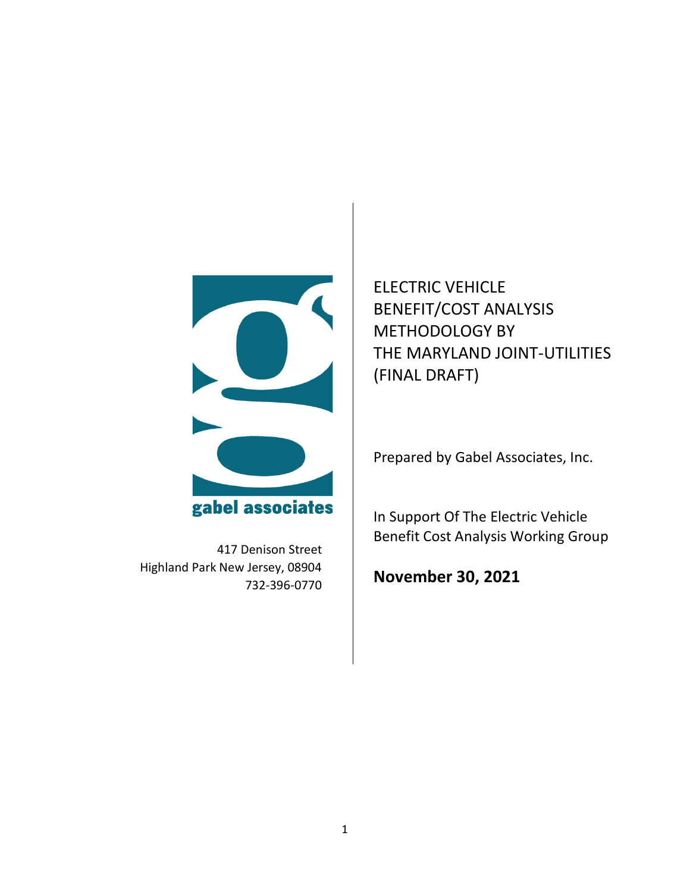gabel associates

417 Denison Street
Highland Park New Jersey, 08904
732-396-0770

# ELECTRIC VEHICLE BENEFIT/COST ANALYSIS METHODOLOGY BY THE MARYLAND JOINT-UTILITIES (FINAL DRAFT)

Prepared by Gabel Associates, Inc.

In Support Of The Electric Vehicle Benefit Cost Analysis Working Group

**November 30, 2021**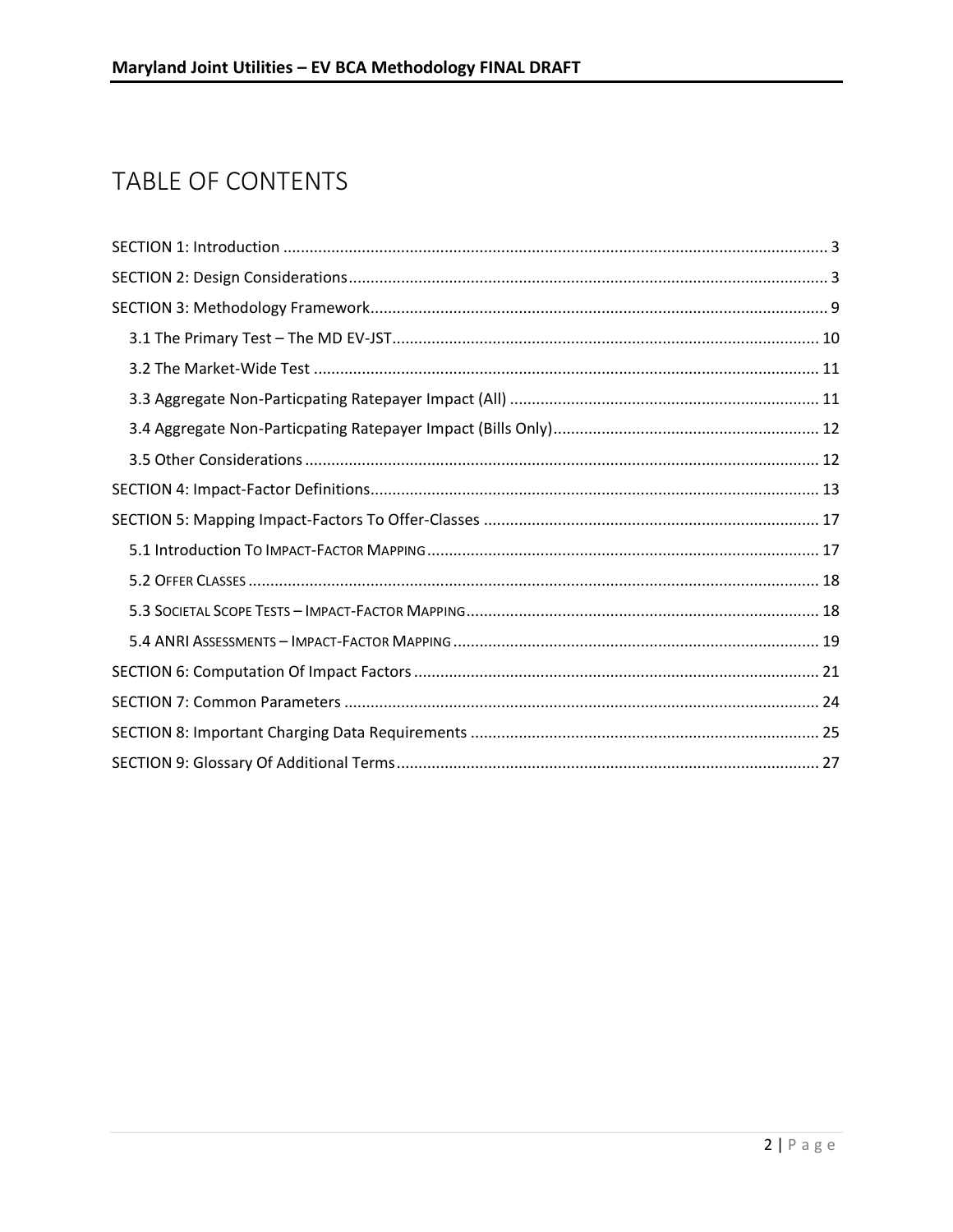# TABLE OF CONTENTS

SECTION 1: Introduction ............................................................ 3

SECTION 2: Design Considerations ............................................................ 3

SECTION 3: Methodology Framework ............................................................ 9

- 3.1 The Primary Test – The MD EV-JST ............................................................ 10
- 3.2 The Market-Wide Test ............................................................ 11
- 3.3 Aggregate Non-Particpating Ratepayer Impact (All) ............................................................ 11
- 3.4 Aggregate Non-Particpating Ratepayer Impact (Bills Only) ............................................................ 12
- 3.5 Other Considerations ............................................................ 12

SECTION 4: Impact-Factor Definitions ............................................................ 13

SECTION 5: Mapping Impact-Factors To Offer-Classes ............................................................ 17

- 5.1 Introduction To Impact-Factor Mapping ............................................................ 17
- 5.2 Offer Classes ............................................................ 18
- 5.3 Societal Scope Tests – Impact-Factor Mapping ............................................................ 18
- 5.4 ANRI Assessments – Impact-Factor Mapping ............................................................ 19

SECTION 6: Computation Of Impact Factors ............................................................ 21

SECTION 7: Common Parameters ............................................................ 24

SECTION 8: Important Charging Data Requirements ............................................................ 25

SECTION 9: Glossary Of Additional Terms ............................................................ 27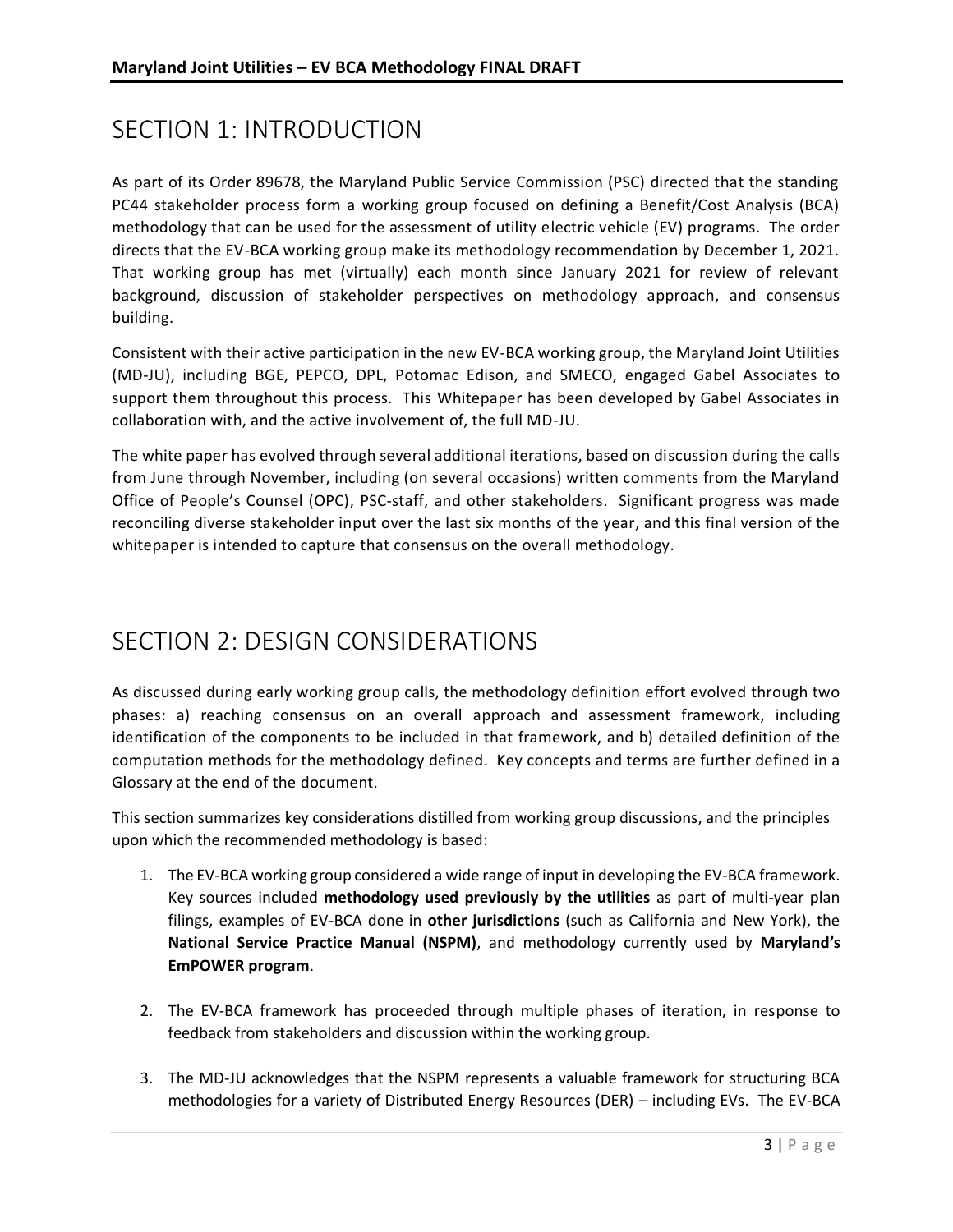# SECTION 1: INTRODUCTION

As part of its Order 89678, the Maryland Public Service Commission (PSC) directed that the standing PC44 stakeholder process form a working group focused on defining a Benefit/Cost Analysis (BCA) methodology that can be used for the assessment of utility electric vehicle (EV) programs. The order directs that the EV-BCA working group make its methodology recommendation by December 1, 2021. That working group has met (virtually) each month since January 2021 for review of relevant background, discussion of stakeholder perspectives on methodology approach, and consensus building.

Consistent with their active participation in the new EV-BCA working group, the Maryland Joint Utilities (MD-JU), including BGE, PEPCO, DPL, Potomac Edison, and SMECO, engaged Gabel Associates to support them throughout this process. This Whitepaper has been developed by Gabel Associates in collaboration with, and the active involvement of, the full MD-JU.

The white paper has evolved through several additional iterations, based on discussion during the calls from June through November, including (on several occasions) written comments from the Maryland Office of People's Counsel (OPC), PSC-staff, and other stakeholders. Significant progress was made reconciling diverse stakeholder input over the last six months of the year, and this final version of the whitepaper is intended to capture that consensus on the overall methodology.

# SECTION 2: DESIGN CONSIDERATIONS

As discussed during early working group calls, the methodology definition effort evolved through two phases: a) reaching consensus on an overall approach and assessment framework, including identification of the components to be included in that framework, and b) detailed definition of the computation methods for the methodology defined. Key concepts and terms are further defined in a Glossary at the end of the document.

This section summarizes key considerations distilled from working group discussions, and the principles upon which the recommended methodology is based:

1. The EV-BCA working group considered a wide range of input in developing the EV-BCA framework. Key sources included **methodology used previously by the utilities** as part of multi-year plan filings, examples of EV-BCA done in **other jurisdictions** (such as California and New York), the **National Service Practice Manual (NSPM)**, and methodology currently used by **Maryland's EmPOWER program**.

2. The EV-BCA framework has proceeded through multiple phases of iteration, in response to feedback from stakeholders and discussion within the working group.

3. The MD-JU acknowledges that the NSPM represents a valuable framework for structuring BCA methodologies for a variety of Distributed Energy Resources (DER) – including EVs. The EV-BCA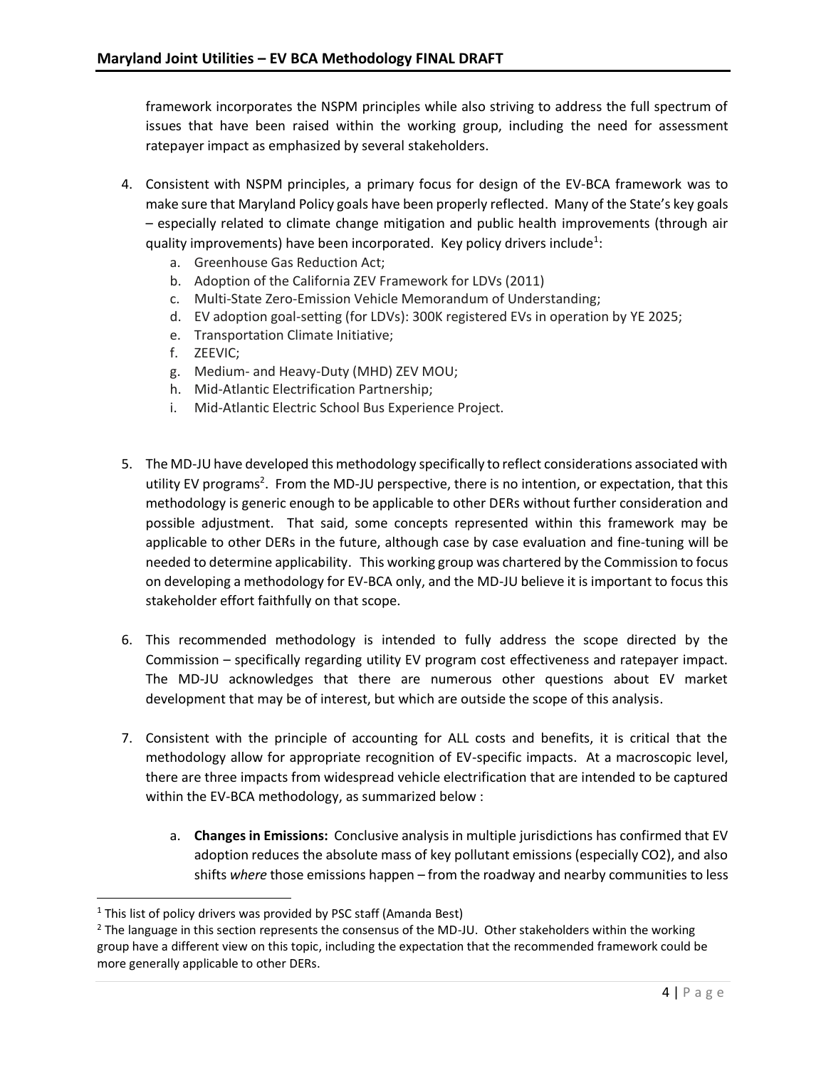framework incorporates the NSPM principles while also striving to address the full spectrum of issues that have been raised within the working group, including the need for assessment ratepayer impact as emphasized by several stakeholders.

4. Consistent with NSPM principles, a primary focus for design of the EV-BCA framework was to make sure that Maryland Policy goals have been properly reflected. Many of the State's key goals – especially related to climate change mitigation and public health improvements (through air quality improvements) have been incorporated. Key policy drivers include[1]:
   a. Greenhouse Gas Reduction Act;
   b. Adoption of the California ZEV Framework for LDVs (2011)
   c. Multi-State Zero-Emission Vehicle Memorandum of Understanding;
   d. EV adoption goal-setting (for LDVs): 300K registered EVs in operation by YE 2025;
   e. Transportation Climate Initiative;
   f. ZEEVIC;
   g. Medium- and Heavy-Duty (MHD) ZEV MOU;
   h. Mid-Atlantic Electrification Partnership;
   i. Mid-Atlantic Electric School Bus Experience Project.

5. The MD-JU have developed this methodology specifically to reflect considerations associated with utility EV programs[2]. From the MD-JU perspective, there is no intention, or expectation, that this methodology is generic enough to be applicable to other DERs without further consideration and possible adjustment. That said, some concepts represented within this framework may be applicable to other DERs in the future, although case by case evaluation and fine-tuning will be needed to determine applicability. This working group was chartered by the Commission to focus on developing a methodology for EV-BCA only, and the MD-JU believe it is important to focus this stakeholder effort faithfully on that scope.

6. This recommended methodology is intended to fully address the scope directed by the Commission – specifically regarding utility EV program cost effectiveness and ratepayer impact. The MD-JU acknowledges that there are numerous other questions about EV market development that may be of interest, but which are outside the scope of this analysis.

7. Consistent with the principle of accounting for ALL costs and benefits, it is critical that the methodology allow for appropriate recognition of EV-specific impacts. At a macroscopic level, there are three impacts from widespread vehicle electrification that are intended to be captured within the EV-BCA methodology, as summarized below :
   a. **Changes in Emissions:** Conclusive analysis in multiple jurisdictions has confirmed that EV adoption reduces the absolute mass of key pollutant emissions (especially $CO_2$), and also shifts *where* those emissions happen – from the roadway and nearby communities to less

---

[1] This list of policy drivers was provided by PSC staff (Amanda Best)

[2] The language in this section represents the consensus of the MD-JU. Other stakeholders within the working group have a different view on this topic, including the expectation that the recommended framework could be more generally applicable to other DERs.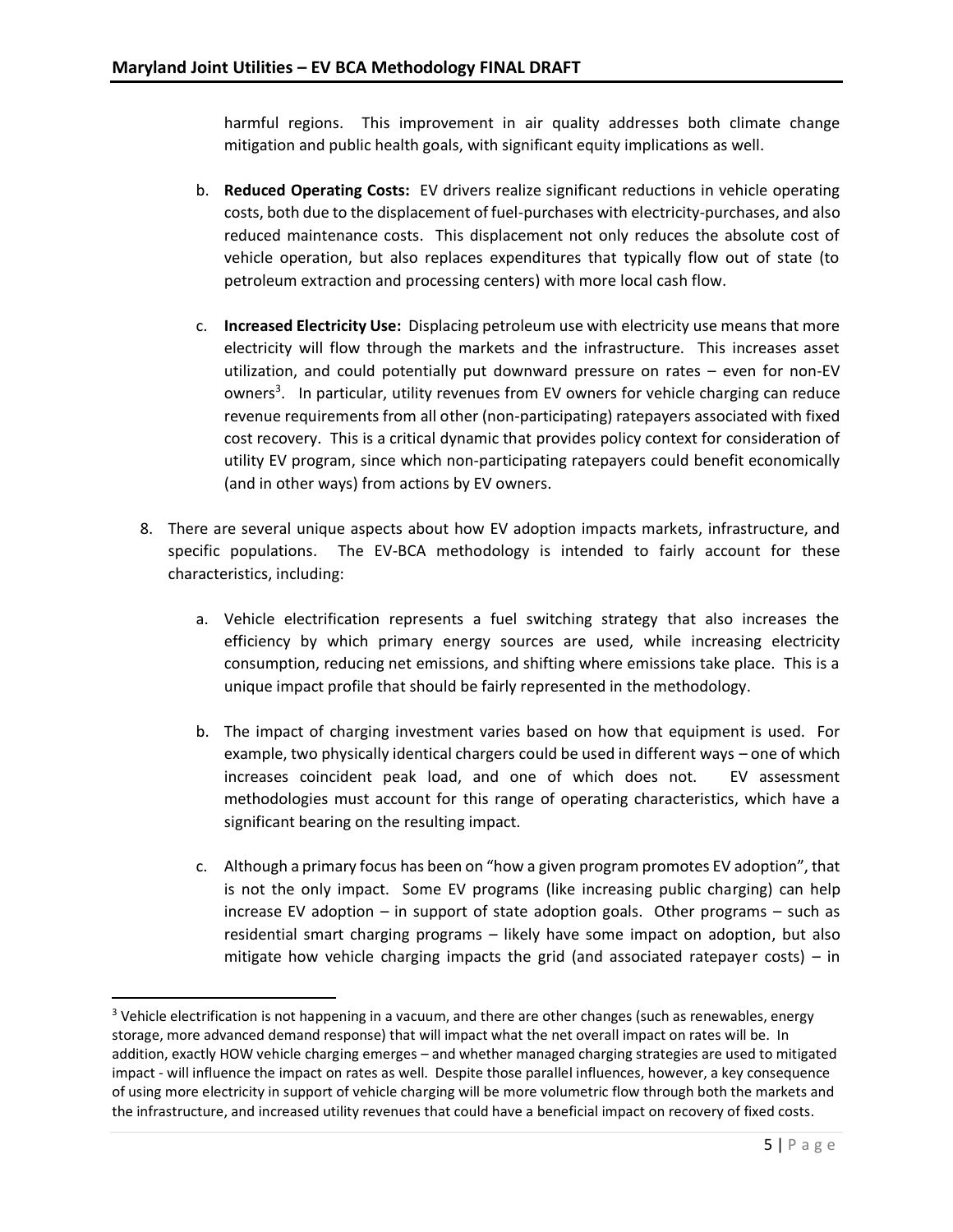harmful regions. This improvement in air quality addresses both climate change mitigation and public health goals, with significant equity implications as well.

b. **Reduced Operating Costs:** EV drivers realize significant reductions in vehicle operating costs, both due to the displacement of fuel-purchases with electricity-purchases, and also reduced maintenance costs. This displacement not only reduces the absolute cost of vehicle operation, but also replaces expenditures that typically flow out of state (to petroleum extraction and processing centers) with more local cash flow.

c. **Increased Electricity Use:** Displacing petroleum use with electricity use means that more electricity will flow through the markets and the infrastructure. This increases asset utilization, and could potentially put downward pressure on rates – even for non-EV owners[3]. In particular, utility revenues from EV owners for vehicle charging can reduce revenue requirements from all other (non-participating) ratepayers associated with fixed cost recovery. This is a critical dynamic that provides policy context for consideration of utility EV program, since which non-participating ratepayers could benefit economically (and in other ways) from actions by EV owners.

8. There are several unique aspects about how EV adoption impacts markets, infrastructure, and specific populations. The EV-BCA methodology is intended to fairly account for these characteristics, including:

   a. Vehicle electrification represents a fuel switching strategy that also increases the efficiency by which primary energy sources are used, while increasing electricity consumption, reducing net emissions, and shifting where emissions take place. This is a unique impact profile that should be fairly represented in the methodology.

   b. The impact of charging investment varies based on how that equipment is used. For example, two physically identical chargers could be used in different ways – one of which increases coincident peak load, and one of which does not. EV assessment methodologies must account for this range of operating characteristics, which have a significant bearing on the resulting impact.

   c. Although a primary focus has been on "how a given program promotes EV adoption", that is not the only impact. Some EV programs (like increasing public charging) can help increase EV adoption – in support of state adoption goals. Other programs – such as residential smart charging programs – likely have some impact on adoption, but also mitigate how vehicle charging impacts the grid (and associated ratepayer costs) – in

---

[3] Vehicle electrification is not happening in a vacuum, and there are other changes (such as renewables, energy storage, more advanced demand response) that will impact what the net overall impact on rates will be. In addition, exactly HOW vehicle charging emerges – and whether managed charging strategies are used to mitigated impact - will influence the impact on rates as well. Despite those parallel influences, however, a key consequence of using more electricity in support of vehicle charging will be more volumetric flow through both the markets and the infrastructure, and increased utility revenues that could have a beneficial impact on recovery of fixed costs.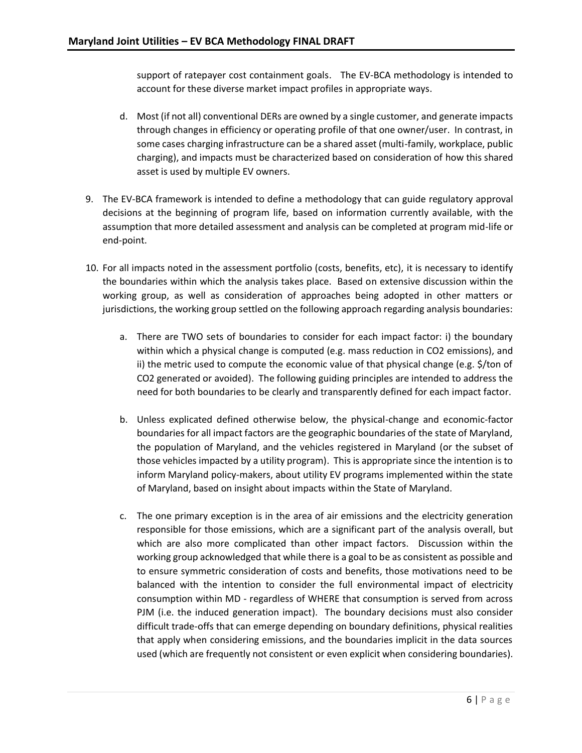support of ratepayer cost containment goals. The EV-BCA methodology is intended to account for these diverse market impact profiles in appropriate ways.

d. Most (if not all) conventional DERs are owned by a single customer, and generate impacts through changes in efficiency or operating profile of that one owner/user. In contrast, in some cases charging infrastructure can be a shared asset (multi-family, workplace, public charging), and impacts must be characterized based on consideration of how this shared asset is used by multiple EV owners.

9. The EV-BCA framework is intended to define a methodology that can guide regulatory approval decisions at the beginning of program life, based on information currently available, with the assumption that more detailed assessment and analysis can be completed at program mid-life or end-point.

10. For all impacts noted in the assessment portfolio (costs, benefits, etc), it is necessary to identify the boundaries within which the analysis takes place. Based on extensive discussion within the working group, as well as consideration of approaches being adopted in other matters or jurisdictions, the working group settled on the following approach regarding analysis boundaries:

    a. There are TWO sets of boundaries to consider for each impact factor: i) the boundary within which a physical change is computed (e.g. mass reduction in CO2 emissions), and ii) the metric used to compute the economic value of that physical change (e.g. $/ton of CO2 generated or avoided). The following guiding principles are intended to address the need for both boundaries to be clearly and transparently defined for each impact factor.

    b. Unless explicated defined otherwise below, the physical-change and economic-factor boundaries for all impact factors are the geographic boundaries of the state of Maryland, the population of Maryland, and the vehicles registered in Maryland (or the subset of those vehicles impacted by a utility program). This is appropriate since the intention is to inform Maryland policy-makers, about utility EV programs implemented within the state of Maryland, based on insight about impacts within the State of Maryland.

    c. The one primary exception is in the area of air emissions and the electricity generation responsible for those emissions, which are a significant part of the analysis overall, but which are also more complicated than other impact factors. Discussion within the working group acknowledged that while there is a goal to be as consistent as possible and to ensure symmetric consideration of costs and benefits, those motivations need to be balanced with the intention to consider the full environmental impact of electricity consumption within MD - regardless of WHERE that consumption is served from across PJM (i.e. the induced generation impact). The boundary decisions must also consider difficult trade-offs that can emerge depending on boundary definitions, physical realities that apply when considering emissions, and the boundaries implicit in the data sources used (which are frequently not consistent or even explicit when considering boundaries).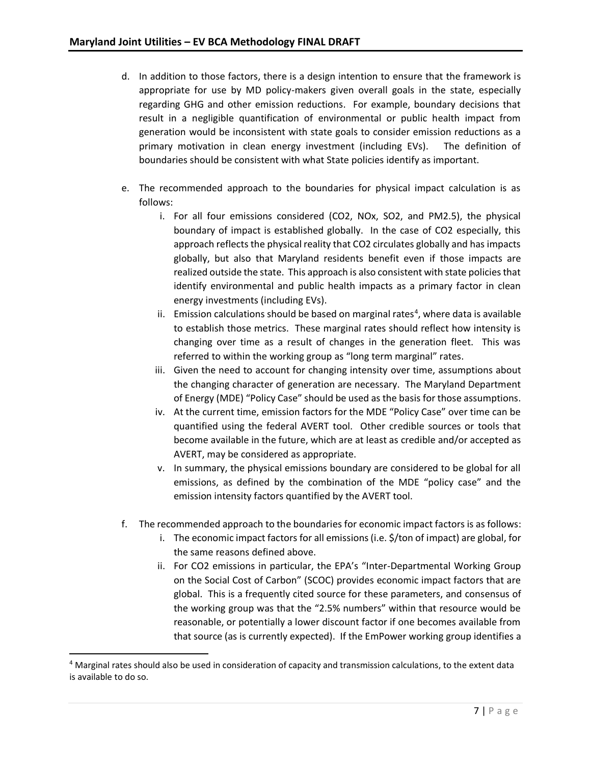d. In addition to those factors, there is a design intention to ensure that the framework is appropriate for use by MD policy-makers given overall goals in the state, especially regarding GHG and other emission reductions. For example, boundary decisions that result in a negligible quantification of environmental or public health impact from generation would be inconsistent with state goals to consider emission reductions as a primary motivation in clean energy investment (including EVs). The definition of boundaries should be consistent with what State policies identify as important.

e. The recommended approach to the boundaries for physical impact calculation is as follows:

   i. For all four emissions considered ($CO_2$, $NO_x$, $SO_2$, and $PM_{2.5}$), the physical boundary of impact is established globally. In the case of $CO_2$ especially, this approach reflects the physical reality that $CO_2$ circulates globally and has impacts globally, but also that Maryland residents benefit even if those impacts are realized outside the state. This approach is also consistent with state policies that identify environmental and public health impacts as a primary factor in clean energy investments (including EVs).

   ii. Emission calculations should be based on marginal rates[4], where data is available to establish those metrics. These marginal rates should reflect how intensity is changing over time as a result of changes in the generation fleet. This was referred to within the working group as "long term marginal" rates.

   iii. Given the need to account for changing intensity over time, assumptions about the changing character of generation are necessary. The Maryland Department of Energy (MDE) "Policy Case" should be used as the basis for those assumptions.

   iv. At the current time, emission factors for the MDE "Policy Case" over time can be quantified using the federal AVERT tool. Other credible sources or tools that become available in the future, which are at least as credible and/or accepted as AVERT, may be considered as appropriate.

   v. In summary, the physical emissions boundary are considered to be global for all emissions, as defined by the combination of the MDE "policy case" and the emission intensity factors quantified by the AVERT tool.

f. The recommended approach to the boundaries for economic impact factors is as follows:

   i. The economic impact factors for all emissions (i.e. $/ton of impact) are global, for the same reasons defined above.

   ii. For $CO_2$ emissions in particular, the EPA's "Inter-Departmental Working Group on the Social Cost of Carbon" (SCOC) provides economic impact factors that are global. This is a frequently cited source for these parameters, and consensus of the working group was that the "2.5% numbers" within that resource would be reasonable, or potentially a lower discount factor if one becomes available from that source (as is currently expected). If the EmPower working group identifies a

[4] Marginal rates should also be used in consideration of capacity and transmission calculations, to the extent data is available to do so.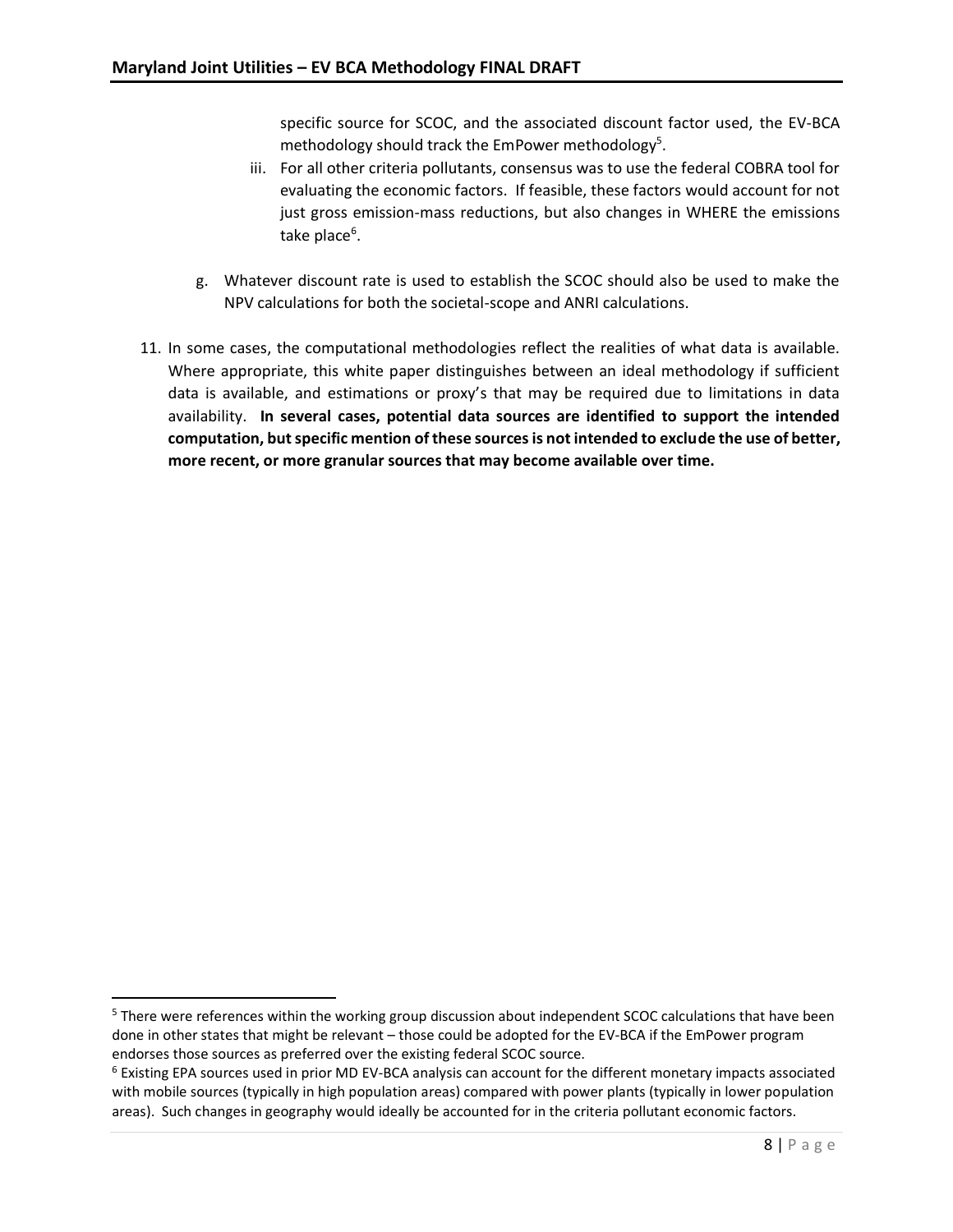specific source for SCOC, and the associated discount factor used, the EV-BCA methodology should track the EmPower methodology[5].

   iii. For all other criteria pollutants, consensus was to use the federal COBRA tool for evaluating the economic factors. If feasible, these factors would account for not just gross emission-mass reductions, but also changes in WHERE the emissions take place[6].

g. Whatever discount rate is used to establish the SCOC should also be used to make the NPV calculations for both the societal-scope and ANRI calculations.

11. In some cases, the computational methodologies reflect the realities of what data is available. Where appropriate, this white paper distinguishes between an ideal methodology if sufficient data is available, and estimations or proxy's that may be required due to limitations in data availability. **In several cases, potential data sources are identified to support the intended computation, but specific mention of these sources is not intended to exclude the use of better, more recent, or more granular sources that may become available over time.**

---

[5] There were references within the working group discussion about independent SCOC calculations that have been done in other states that might be relevant – those could be adopted for the EV-BCA if the EmPower program endorses those sources as preferred over the existing federal SCOC source.

[6] Existing EPA sources used in prior MD EV-BCA analysis can account for the different monetary impacts associated with mobile sources (typically in high population areas) compared with power plants (typically in lower population areas). Such changes in geography would ideally be accounted for in the criteria pollutant economic factors.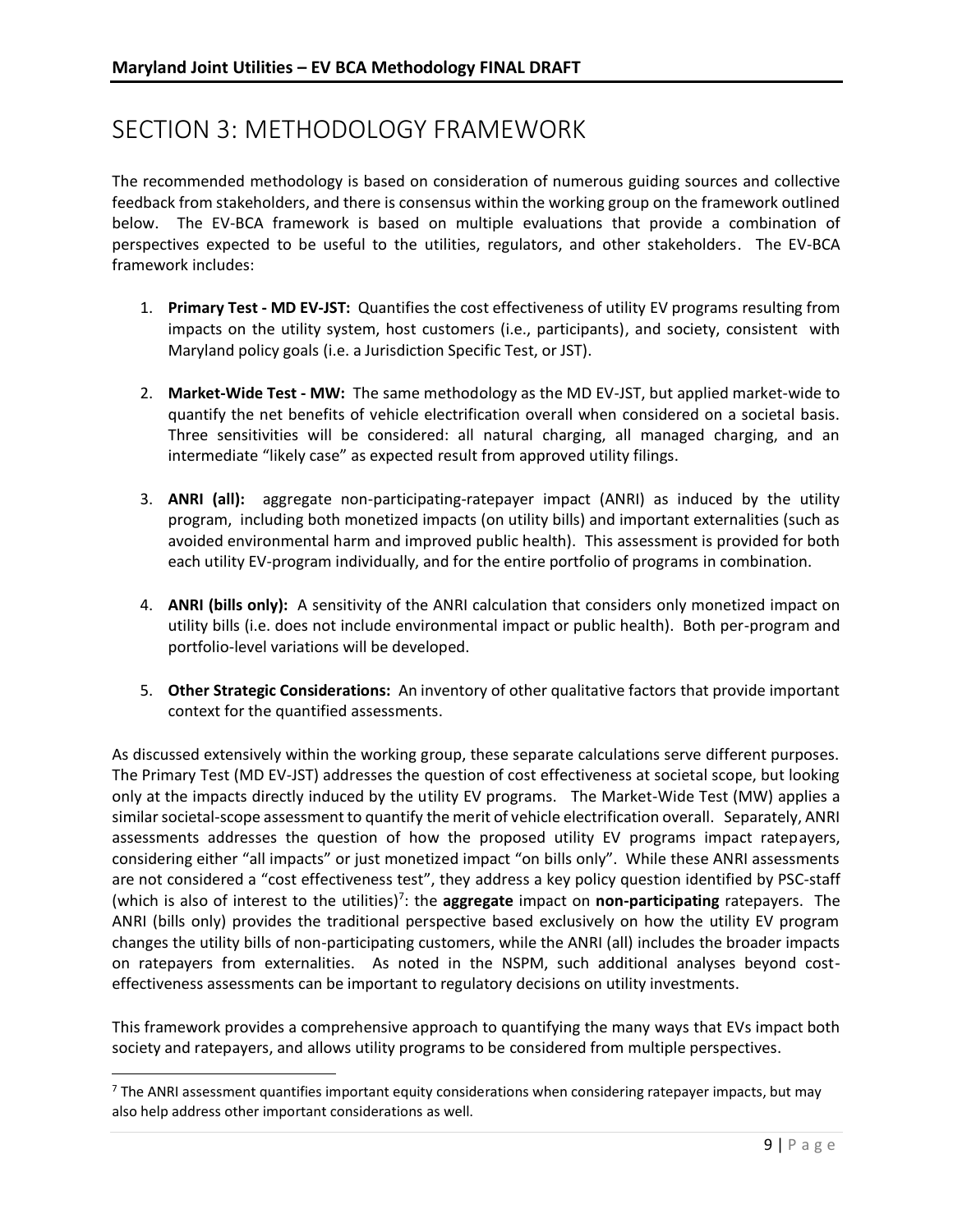# SECTION 3: METHODOLOGY FRAMEWORK

The recommended methodology is based on consideration of numerous guiding sources and collective feedback from stakeholders, and there is consensus within the working group on the framework outlined below. The EV-BCA framework is based on multiple evaluations that provide a combination of perspectives expected to be useful to the utilities, regulators, and other stakeholders. The EV-BCA framework includes:

1. **Primary Test - MD EV-JST:** Quantifies the cost effectiveness of utility EV programs resulting from impacts on the utility system, host customers (i.e., participants), and society, consistent with Maryland policy goals (i.e. a Jurisdiction Specific Test, or JST).

2. **Market-Wide Test - MW:** The same methodology as the MD EV-JST, but applied market-wide to quantify the net benefits of vehicle electrification overall when considered on a societal basis. Three sensitivities will be considered: all natural charging, all managed charging, and an intermediate "likely case" as expected result from approved utility filings.

3. **ANRI (all):** aggregate non-participating-ratepayer impact (ANRI) as induced by the utility program, including both monetized impacts (on utility bills) and important externalities (such as avoided environmental harm and improved public health). This assessment is provided for both each utility EV-program individually, and for the entire portfolio of programs in combination.

4. **ANRI (bills only):** A sensitivity of the ANRI calculation that considers only monetized impact on utility bills (i.e. does not include environmental impact or public health). Both per-program and portfolio-level variations will be developed.

5. **Other Strategic Considerations:** An inventory of other qualitative factors that provide important context for the quantified assessments.

As discussed extensively within the working group, these separate calculations serve different purposes. The Primary Test (MD EV-JST) addresses the question of cost effectiveness at societal scope, but looking only at the impacts directly induced by the utility EV programs. The Market-Wide Test (MW) applies a similar societal-scope assessment to quantify the merit of vehicle electrification overall. Separately, ANRI assessments addresses the question of how the proposed utility EV programs impact ratepayers, considering either "all impacts" or just monetized impact "on bills only". While these ANRI assessments are not considered a "cost effectiveness test", they address a key policy question identified by PSC-staff (which is also of interest to the utilities)[7]: the **aggregate** impact on **non-participating** ratepayers. The ANRI (bills only) provides the traditional perspective based exclusively on how the utility EV program changes the utility bills of non-participating customers, while the ANRI (all) includes the broader impacts on ratepayers from externalities. As noted in the NSPM, such additional analyses beyond cost-effectiveness assessments can be important to regulatory decisions on utility investments.

This framework provides a comprehensive approach to quantifying the many ways that EVs impact both society and ratepayers, and allows utility programs to be considered from multiple perspectives.

[7] The ANRI assessment quantifies important equity considerations when considering ratepayer impacts, but may also help address other important considerations as well.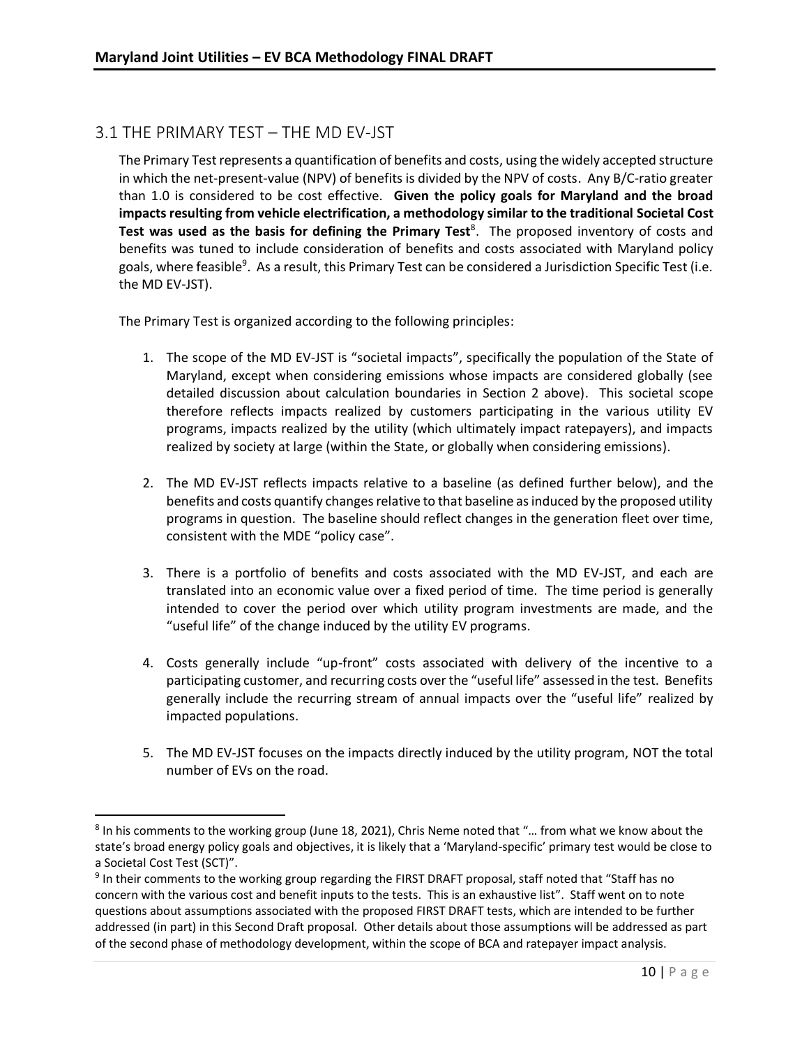## 3.1 THE PRIMARY TEST – THE MD EV-JST

The Primary Test represents a quantification of benefits and costs, using the widely accepted structure in which the net-present-value (NPV) of benefits is divided by the NPV of costs. Any B/C-ratio greater than 1.0 is considered to be cost effective. **Given the policy goals for Maryland and the broad impacts resulting from vehicle electrification, a methodology similar to the traditional Societal Cost Test was used as the basis for defining the Primary Test**[8]. The proposed inventory of costs and benefits was tuned to include consideration of benefits and costs associated with Maryland policy goals, where feasible[9]. As a result, this Primary Test can be considered a Jurisdiction Specific Test (i.e. the MD EV-JST).

The Primary Test is organized according to the following principles:

1. The scope of the MD EV-JST is "societal impacts", specifically the population of the State of Maryland, except when considering emissions whose impacts are considered globally (see detailed discussion about calculation boundaries in Section 2 above). This societal scope therefore reflects impacts realized by customers participating in the various utility EV programs, impacts realized by the utility (which ultimately impact ratepayers), and impacts realized by society at large (within the State, or globally when considering emissions).

2. The MD EV-JST reflects impacts relative to a baseline (as defined further below), and the benefits and costs quantify changes relative to that baseline as induced by the proposed utility programs in question. The baseline should reflect changes in the generation fleet over time, consistent with the MDE "policy case".

3. There is a portfolio of benefits and costs associated with the MD EV-JST, and each are translated into an economic value over a fixed period of time. The time period is generally intended to cover the period over which utility program investments are made, and the "useful life" of the change induced by the utility EV programs.

4. Costs generally include "up-front" costs associated with delivery of the incentive to a participating customer, and recurring costs over the "useful life" assessed in the test. Benefits generally include the recurring stream of annual impacts over the "useful life" realized by impacted populations.

5. The MD EV-JST focuses on the impacts directly induced by the utility program, NOT the total number of EVs on the road.

---

[8] In his comments to the working group (June 18, 2021), Chris Neme noted that "… from what we know about the state's broad energy policy goals and objectives, it is likely that a 'Maryland-specific' primary test would be close to a Societal Cost Test (SCT)".

[9] In their comments to the working group regarding the FIRST DRAFT proposal, staff noted that "Staff has no concern with the various cost and benefit inputs to the tests. This is an exhaustive list". Staff went on to note questions about assumptions associated with the proposed FIRST DRAFT tests, which are intended to be further addressed (in part) in this Second Draft proposal. Other details about those assumptions will be addressed as part of the second phase of methodology development, within the scope of BCA and ratepayer impact analysis.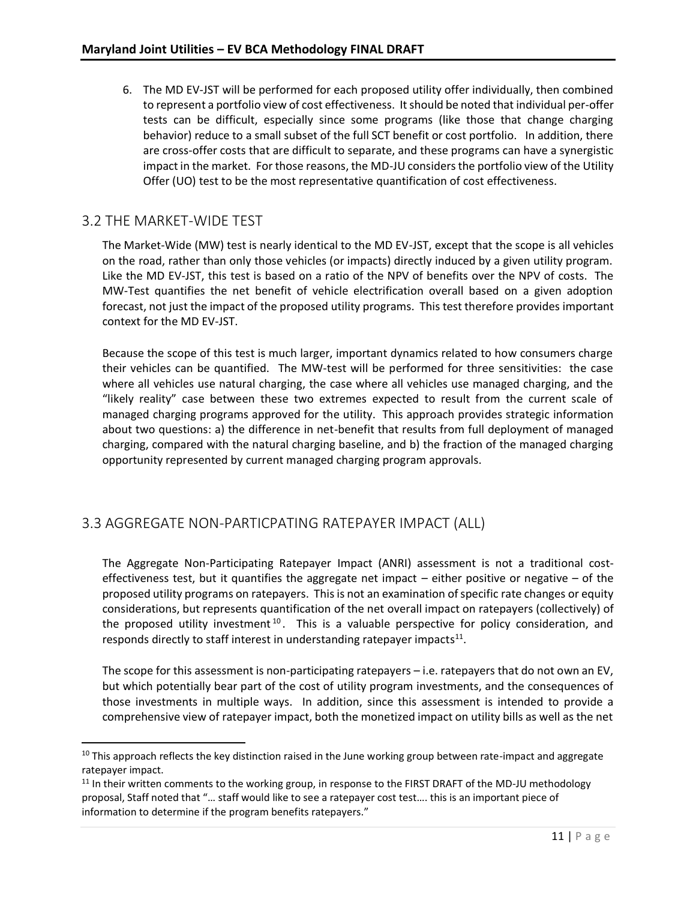6. The MD EV-JST will be performed for each proposed utility offer individually, then combined to represent a portfolio view of cost effectiveness. It should be noted that individual per-offer tests can be difficult, especially since some programs (like those that change charging behavior) reduce to a small subset of the full SCT benefit or cost portfolio. In addition, there are cross-offer costs that are difficult to separate, and these programs can have a synergistic impact in the market. For those reasons, the MD-JU considers the portfolio view of the Utility Offer (UO) test to be the most representative quantification of cost effectiveness.

## 3.2 THE MARKET-WIDE TEST

The Market-Wide (MW) test is nearly identical to the MD EV-JST, except that the scope is all vehicles on the road, rather than only those vehicles (or impacts) directly induced by a given utility program. Like the MD EV-JST, this test is based on a ratio of the NPV of benefits over the NPV of costs. The MW-Test quantifies the net benefit of vehicle electrification overall based on a given adoption forecast, not just the impact of the proposed utility programs. This test therefore provides important context for the MD EV-JST.

Because the scope of this test is much larger, important dynamics related to how consumers charge their vehicles can be quantified. The MW-test will be performed for three sensitivities: the case where all vehicles use natural charging, the case where all vehicles use managed charging, and the "likely reality" case between these two extremes expected to result from the current scale of managed charging programs approved for the utility. This approach provides strategic information about two questions: a) the difference in net-benefit that results from full deployment of managed charging, compared with the natural charging baseline, and b) the fraction of the managed charging opportunity represented by current managed charging program approvals.

## 3.3 AGGREGATE NON-PARTICPATING RATEPAYER IMPACT (ALL)

The Aggregate Non-Participating Ratepayer Impact (ANRI) assessment is not a traditional cost-effectiveness test, but it quantifies the aggregate net impact – either positive or negative – of the proposed utility programs on ratepayers. This is not an examination of specific rate changes or equity considerations, but represents quantification of the net overall impact on ratepayers (collectively) of the proposed utility investment[10]. This is a valuable perspective for policy consideration, and responds directly to staff interest in understanding ratepayer impacts[11].

The scope for this assessment is non-participating ratepayers – i.e. ratepayers that do not own an EV, but which potentially bear part of the cost of utility program investments, and the consequences of those investments in multiple ways. In addition, since this assessment is intended to provide a comprehensive view of ratepayer impact, both the monetized impact on utility bills as well as the net

[10] This approach reflects the key distinction raised in the June working group between rate-impact and aggregate ratepayer impact.

[11] In their written comments to the working group, in response to the FIRST DRAFT of the MD-JU methodology proposal, Staff noted that "… staff would like to see a ratepayer cost test…. this is an important piece of information to determine if the program benefits ratepayers."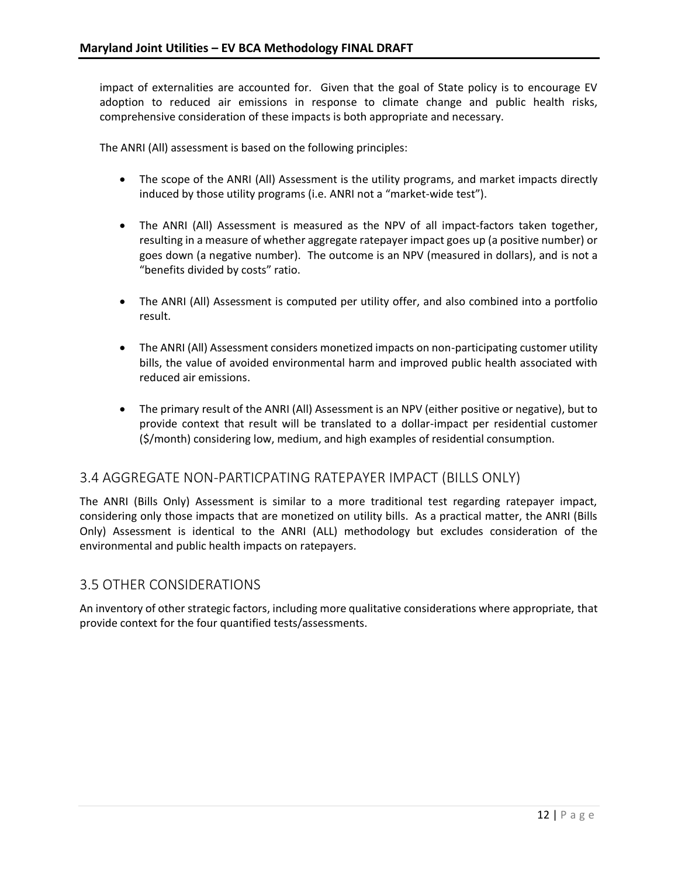impact of externalities are accounted for. Given that the goal of State policy is to encourage EV adoption to reduced air emissions in response to climate change and public health risks, comprehensive consideration of these impacts is both appropriate and necessary.

The ANRI (All) assessment is based on the following principles:

- The scope of the ANRI (All) Assessment is the utility programs, and market impacts directly induced by those utility programs (i.e. ANRI not a "market-wide test").

- The ANRI (All) Assessment is measured as the NPV of all impact-factors taken together, resulting in a measure of whether aggregate ratepayer impact goes up (a positive number) or goes down (a negative number). The outcome is an NPV (measured in dollars), and is not a "benefits divided by costs" ratio.

- The ANRI (All) Assessment is computed per utility offer, and also combined into a portfolio result.

- The ANRI (All) Assessment considers monetized impacts on non-participating customer utility bills, the value of avoided environmental harm and improved public health associated with reduced air emissions.

- The primary result of the ANRI (All) Assessment is an NPV (either positive or negative), but to provide context that result will be translated to a dollar-impact per residential customer ($/month) considering low, medium, and high examples of residential consumption.

## 3.4 AGGREGATE NON-PARTICPATING RATEPAYER IMPACT (BILLS ONLY)

The ANRI (Bills Only) Assessment is similar to a more traditional test regarding ratepayer impact, considering only those impacts that are monetized on utility bills. As a practical matter, the ANRI (Bills Only) Assessment is identical to the ANRI (ALL) methodology but excludes consideration of the environmental and public health impacts on ratepayers.

## 3.5 OTHER CONSIDERATIONS

An inventory of other strategic factors, including more qualitative considerations where appropriate, that provide context for the four quantified tests/assessments.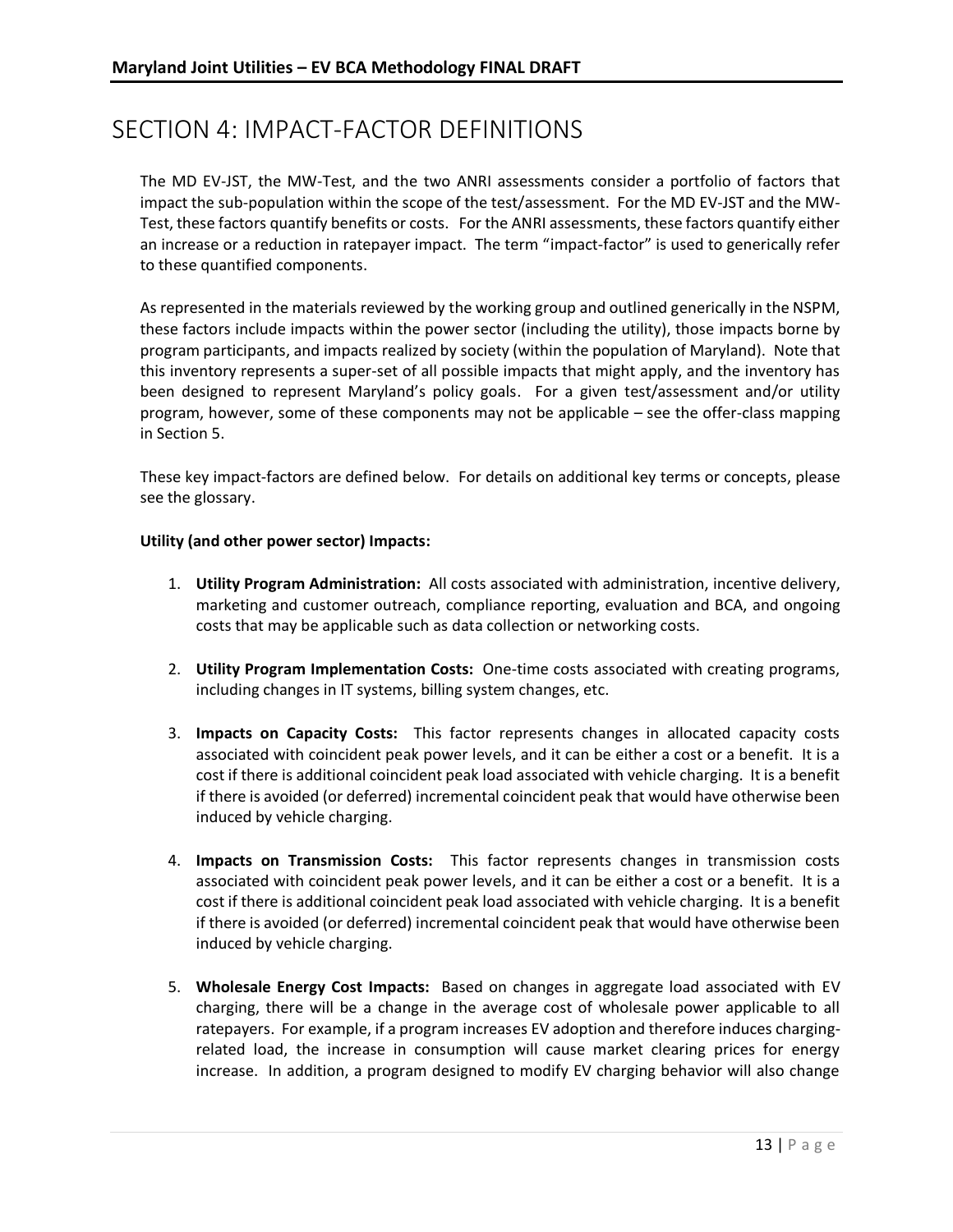# SECTION 4: IMPACT-FACTOR DEFINITIONS

The MD EV-JST, the MW-Test, and the two ANRI assessments consider a portfolio of factors that impact the sub-population within the scope of the test/assessment. For the MD EV-JST and the MW-Test, these factors quantify benefits or costs. For the ANRI assessments, these factors quantify either an increase or a reduction in ratepayer impact. The term "impact-factor" is used to generically refer to these quantified components.

As represented in the materials reviewed by the working group and outlined generically in the NSPM, these factors include impacts within the power sector (including the utility), those impacts borne by program participants, and impacts realized by society (within the population of Maryland). Note that this inventory represents a super-set of all possible impacts that might apply, and the inventory has been designed to represent Maryland's policy goals. For a given test/assessment and/or utility program, however, some of these components may not be applicable – see the offer-class mapping in Section 5.

These key impact-factors are defined below. For details on additional key terms or concepts, please see the glossary.

**Utility (and other power sector) Impacts:**

1. **Utility Program Administration:** All costs associated with administration, incentive delivery, marketing and customer outreach, compliance reporting, evaluation and BCA, and ongoing costs that may be applicable such as data collection or networking costs.

2. **Utility Program Implementation Costs:** One-time costs associated with creating programs, including changes in IT systems, billing system changes, etc.

3. **Impacts on Capacity Costs:** This factor represents changes in allocated capacity costs associated with coincident peak power levels, and it can be either a cost or a benefit. It is a cost if there is additional coincident peak load associated with vehicle charging. It is a benefit if there is avoided (or deferred) incremental coincident peak that would have otherwise been induced by vehicle charging.

4. **Impacts on Transmission Costs:** This factor represents changes in transmission costs associated with coincident peak power levels, and it can be either a cost or a benefit. It is a cost if there is additional coincident peak load associated with vehicle charging. It is a benefit if there is avoided (or deferred) incremental coincident peak that would have otherwise been induced by vehicle charging.

5. **Wholesale Energy Cost Impacts:** Based on changes in aggregate load associated with EV charging, there will be a change in the average cost of wholesale power applicable to all ratepayers. For example, if a program increases EV adoption and therefore induces charging-related load, the increase in consumption will cause market clearing prices for energy increase. In addition, a program designed to modify EV charging behavior will also change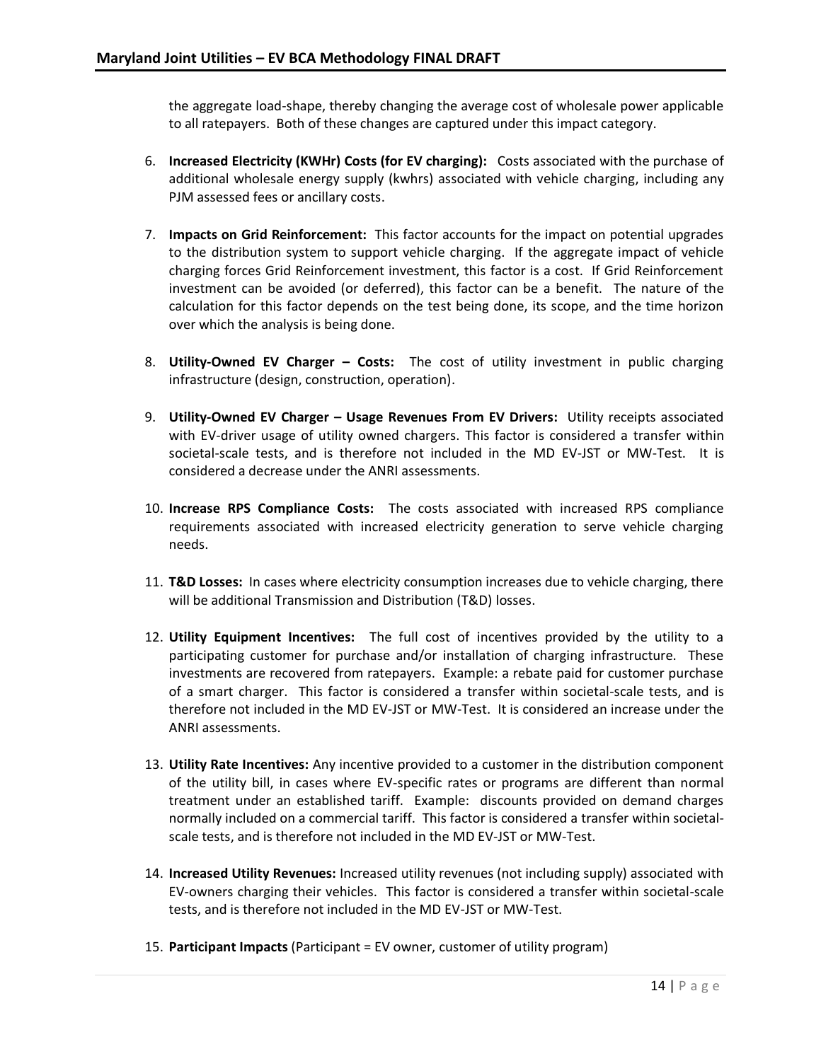the aggregate load-shape, thereby changing the average cost of wholesale power applicable to all ratepayers. Both of these changes are captured under this impact category.

6. **Increased Electricity (KWHr) Costs (for EV charging):** Costs associated with the purchase of additional wholesale energy supply (kwhrs) associated with vehicle charging, including any PJM assessed fees or ancillary costs.

7. **Impacts on Grid Reinforcement:** This factor accounts for the impact on potential upgrades to the distribution system to support vehicle charging. If the aggregate impact of vehicle charging forces Grid Reinforcement investment, this factor is a cost. If Grid Reinforcement investment can be avoided (or deferred), this factor can be a benefit. The nature of the calculation for this factor depends on the test being done, its scope, and the time horizon over which the analysis is being done.

8. **Utility-Owned EV Charger – Costs:** The cost of utility investment in public charging infrastructure (design, construction, operation).

9. **Utility-Owned EV Charger – Usage Revenues From EV Drivers:** Utility receipts associated with EV-driver usage of utility owned chargers. This factor is considered a transfer within societal-scale tests, and is therefore not included in the MD EV-JST or MW-Test. It is considered a decrease under the ANRI assessments.

10. **Increase RPS Compliance Costs:** The costs associated with increased RPS compliance requirements associated with increased electricity generation to serve vehicle charging needs.

11. **T&D Losses:** In cases where electricity consumption increases due to vehicle charging, there will be additional Transmission and Distribution (T&D) losses.

12. **Utility Equipment Incentives:** The full cost of incentives provided by the utility to a participating customer for purchase and/or installation of charging infrastructure. These investments are recovered from ratepayers. Example: a rebate paid for customer purchase of a smart charger. This factor is considered a transfer within societal-scale tests, and is therefore not included in the MD EV-JST or MW-Test. It is considered an increase under the ANRI assessments.

13. **Utility Rate Incentives:** Any incentive provided to a customer in the distribution component of the utility bill, in cases where EV-specific rates or programs are different than normal treatment under an established tariff. Example: discounts provided on demand charges normally included on a commercial tariff. This factor is considered a transfer within societal-scale tests, and is therefore not included in the MD EV-JST or MW-Test.

14. **Increased Utility Revenues:** Increased utility revenues (not including supply) associated with EV-owners charging their vehicles. This factor is considered a transfer within societal-scale tests, and is therefore not included in the MD EV-JST or MW-Test.

15. **Participant Impacts** (Participant = EV owner, customer of utility program)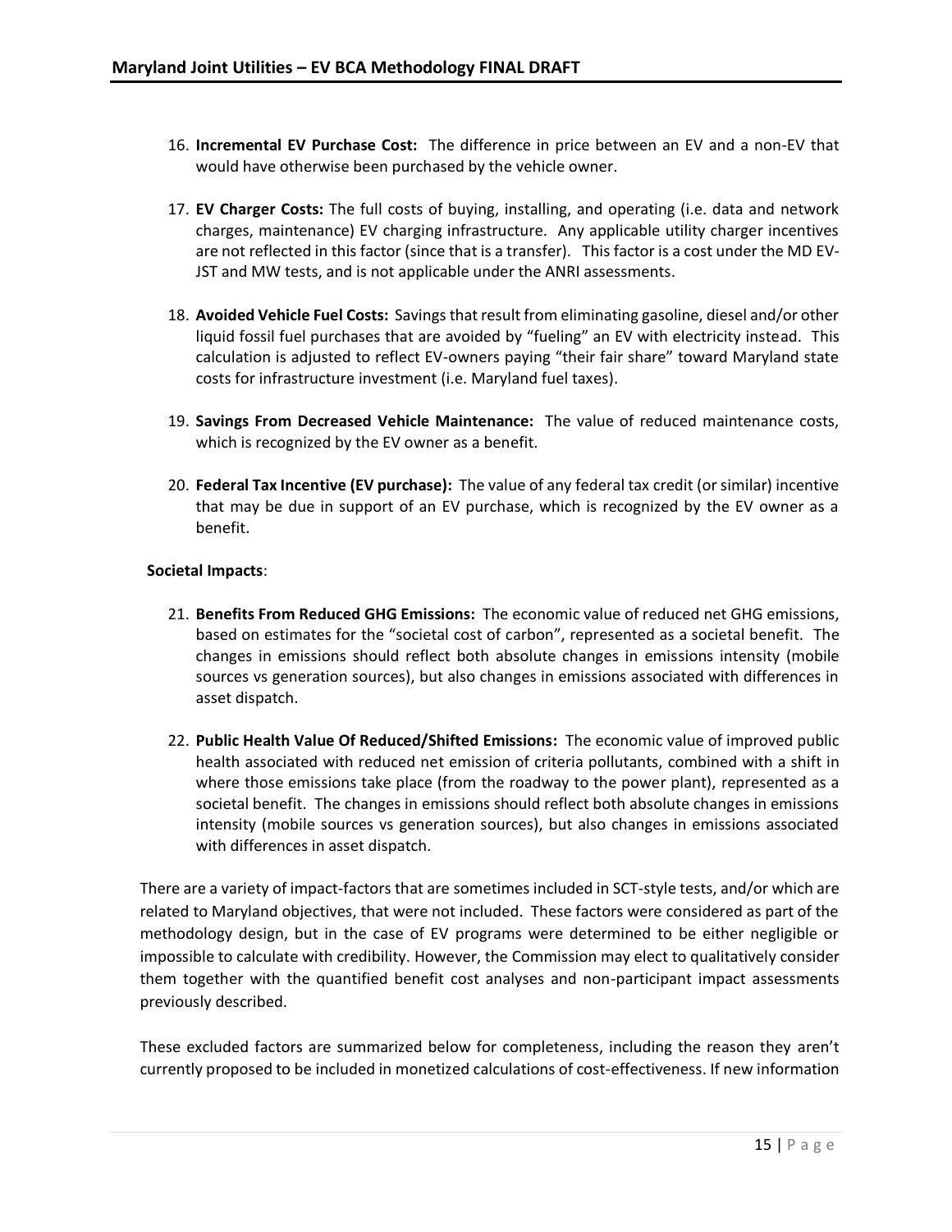16. **Incremental EV Purchase Cost:** The difference in price between an EV and a non-EV that would have otherwise been purchased by the vehicle owner.

17. **EV Charger Costs:** The full costs of buying, installing, and operating (i.e. data and network charges, maintenance) EV charging infrastructure. Any applicable utility charger incentives are not reflected in this factor (since that is a transfer). This factor is a cost under the MD EV-JST and MW tests, and is not applicable under the ANRI assessments.

18. **Avoided Vehicle Fuel Costs:** Savings that result from eliminating gasoline, diesel and/or other liquid fossil fuel purchases that are avoided by "fueling" an EV with electricity instead. This calculation is adjusted to reflect EV-owners paying "their fair share" toward Maryland state costs for infrastructure investment (i.e. Maryland fuel taxes).

19. **Savings From Decreased Vehicle Maintenance:** The value of reduced maintenance costs, which is recognized by the EV owner as a benefit.

20. **Federal Tax Incentive (EV purchase):** The value of any federal tax credit (or similar) incentive that may be due in support of an EV purchase, which is recognized by the EV owner as a benefit.

**Societal Impacts**:

21. **Benefits From Reduced GHG Emissions:** The economic value of reduced net GHG emissions, based on estimates for the "societal cost of carbon", represented as a societal benefit. The changes in emissions should reflect both absolute changes in emissions intensity (mobile sources vs generation sources), but also changes in emissions associated with differences in asset dispatch.

22. **Public Health Value Of Reduced/Shifted Emissions:** The economic value of improved public health associated with reduced net emission of criteria pollutants, combined with a shift in where those emissions take place (from the roadway to the power plant), represented as a societal benefit. The changes in emissions should reflect both absolute changes in emissions intensity (mobile sources vs generation sources), but also changes in emissions associated with differences in asset dispatch.

There are a variety of impact-factors that are sometimes included in SCT-style tests, and/or which are related to Maryland objectives, that were not included. These factors were considered as part of the methodology design, but in the case of EV programs were determined to be either negligible or impossible to calculate with credibility. However, the Commission may elect to qualitatively consider them together with the quantified benefit cost analyses and non-participant impact assessments previously described.

These excluded factors are summarized below for completeness, including the reason they aren't currently proposed to be included in monetized calculations of cost-effectiveness. If new information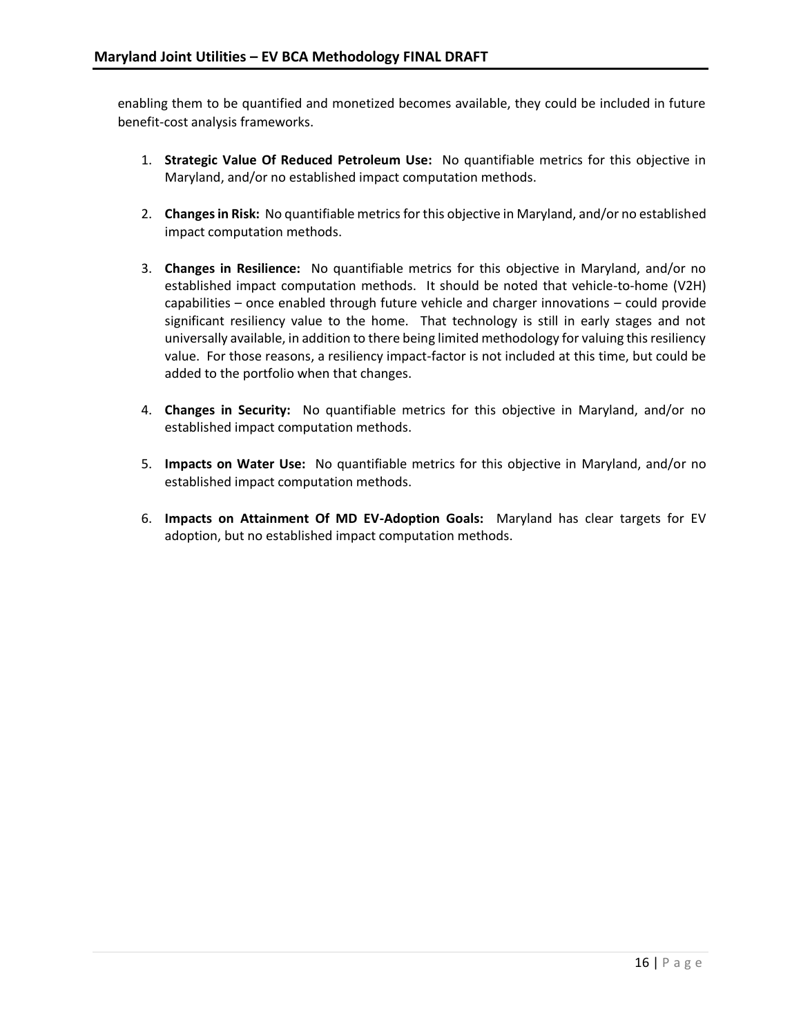enabling them to be quantified and monetized becomes available, they could be included in future benefit-cost analysis frameworks.

1. **Strategic Value Of Reduced Petroleum Use:** No quantifiable metrics for this objective in Maryland, and/or no established impact computation methods.

2. **Changes in Risk:** No quantifiable metrics for this objective in Maryland, and/or no established impact computation methods.

3. **Changes in Resilience:** No quantifiable metrics for this objective in Maryland, and/or no established impact computation methods. It should be noted that vehicle-to-home (V2H) capabilities – once enabled through future vehicle and charger innovations – could provide significant resiliency value to the home. That technology is still in early stages and not universally available, in addition to there being limited methodology for valuing this resiliency value. For those reasons, a resiliency impact-factor is not included at this time, but could be added to the portfolio when that changes.

4. **Changes in Security:** No quantifiable metrics for this objective in Maryland, and/or no established impact computation methods.

5. **Impacts on Water Use:** No quantifiable metrics for this objective in Maryland, and/or no established impact computation methods.

6. **Impacts on Attainment Of MD EV-Adoption Goals:** Maryland has clear targets for EV adoption, but no established impact computation methods.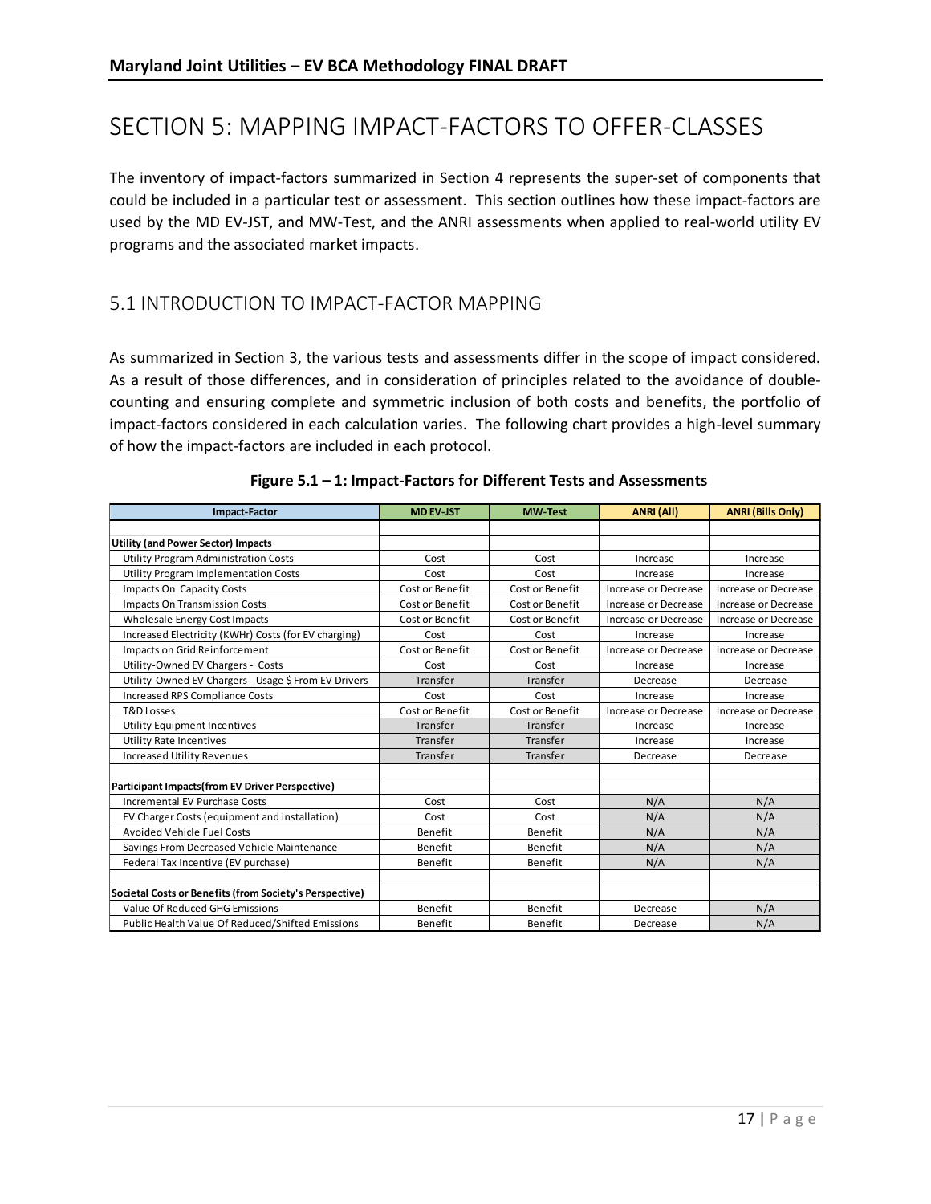# SECTION 5: MAPPING IMPACT-FACTORS TO OFFER-CLASSES

The inventory of impact-factors summarized in Section 4 represents the super-set of components that could be included in a particular test or assessment. This section outlines how these impact-factors are used by the MD EV-JST, and MW-Test, and the ANRI assessments when applied to real-world utility EV programs and the associated market impacts.

## 5.1 INTRODUCTION TO IMPACT-FACTOR MAPPING

As summarized in Section 3, the various tests and assessments differ in the scope of impact considered. As a result of those differences, and in consideration of principles related to the avoidance of double-counting and ensuring complete and symmetric inclusion of both costs and benefits, the portfolio of impact-factors considered in each calculation varies. The following chart provides a high-level summary of how the impact-factors are included in each protocol.

**Figure 5.1 – 1: Impact-Factors for Different Tests and Assessments**

| Impact-Factor | MD EV-JST | MW-Test | ANRI (All) | ANRI (Bills Only) |
|---|---|---|---|---|
| | | | | |
| **Utility (and Power Sector) Impacts** | | | | |
| Utility Program Administration Costs | Cost | Cost | Increase | Increase |
| Utility Program Implementation Costs | Cost | Cost | Increase | Increase |
| Impacts On Capacity Costs | Cost or Benefit | Cost or Benefit | Increase or Decrease | Increase or Decrease |
| Impacts On Transmission Costs | Cost or Benefit | Cost or Benefit | Increase or Decrease | Increase or Decrease |
| Wholesale Energy Cost Impacts | Cost or Benefit | Cost or Benefit | Increase or Decrease | Increase or Decrease |
| Increased Electricity (KWHr) Costs (for EV charging) | Cost | Cost | Increase | Increase |
| Impacts on Grid Reinforcement | Cost or Benefit | Cost or Benefit | Increase or Decrease | Increase or Decrease |
| Utility-Owned EV Chargers - Costs | Cost | Cost | Increase | Increase |
| Utility-Owned EV Chargers - Usage $ From EV Drivers | Transfer | Transfer | Decrease | Decrease |
| Increased RPS Compliance Costs | Cost | Cost | Increase | Increase |
| T&D Losses | Cost or Benefit | Cost or Benefit | Increase or Decrease | Increase or Decrease |
| Utility Equipment Incentives | Transfer | Transfer | Increase | Increase |
| Utility Rate Incentives | Transfer | Transfer | Increase | Increase |
| Increased Utility Revenues | Transfer | Transfer | Decrease | Decrease |
| | | | | |
| **Participant Impacts(from EV Driver Perspective)** | | | | |
| Incremental EV Purchase Costs | Cost | Cost | N/A | N/A |
| EV Charger Costs (equipment and installation) | Cost | Cost | N/A | N/A |
| Avoided Vehicle Fuel Costs | Benefit | Benefit | N/A | N/A |
| Savings From Decreased Vehicle Maintenance | Benefit | Benefit | N/A | N/A |
| Federal Tax Incentive (EV purchase) | Benefit | Benefit | N/A | N/A |
| | | | | |
| **Societal Costs or Benefits (from Society's Perspective)** | | | | |
| Value Of Reduced GHG Emissions | Benefit | Benefit | Decrease | N/A |
| Public Health Value Of Reduced/Shifted Emissions | Benefit | Benefit | Decrease | N/A |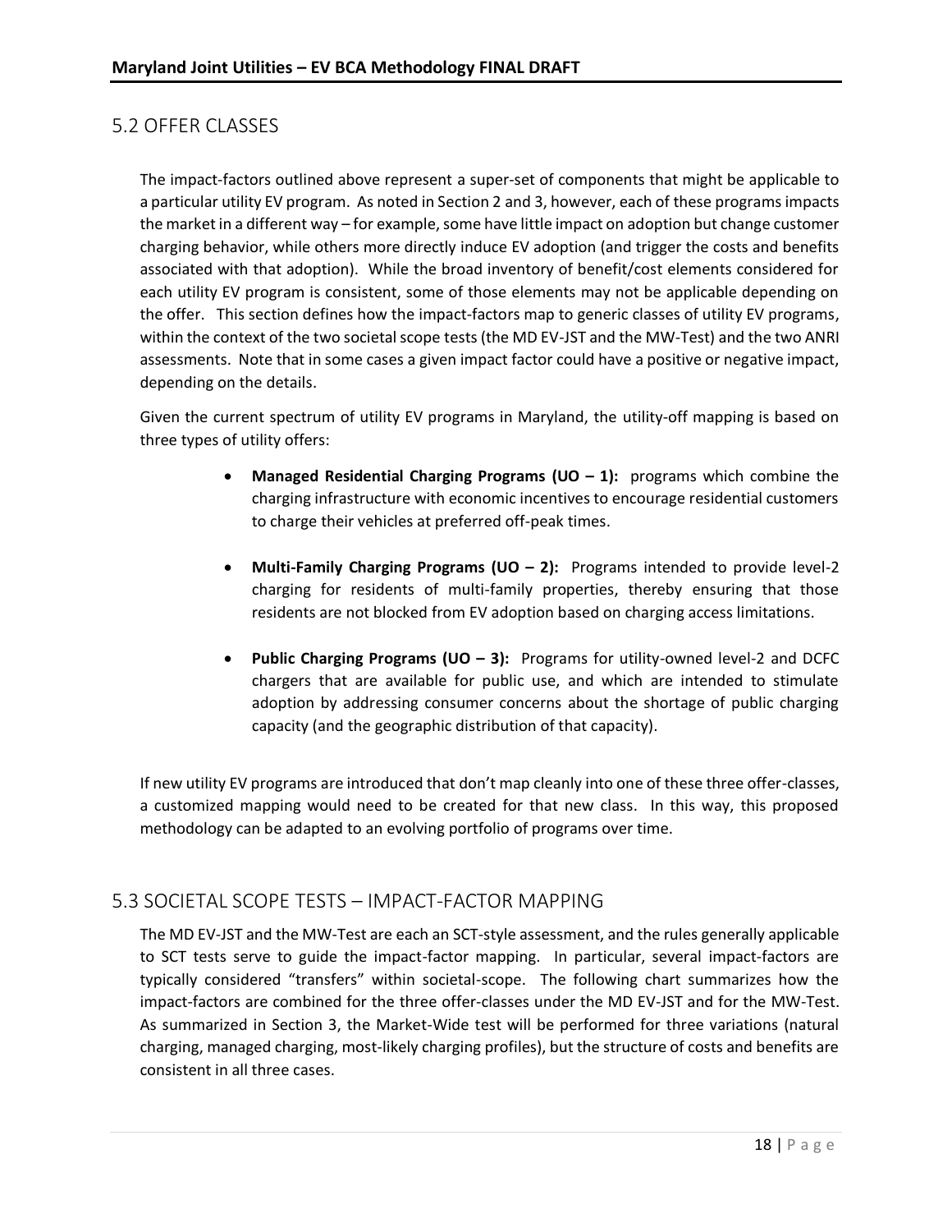## 5.2 OFFER CLASSES

The impact-factors outlined above represent a super-set of components that might be applicable to a particular utility EV program. As noted in Section 2 and 3, however, each of these programs impacts the market in a different way – for example, some have little impact on adoption but change customer charging behavior, while others more directly induce EV adoption (and trigger the costs and benefits associated with that adoption). While the broad inventory of benefit/cost elements considered for each utility EV program is consistent, some of those elements may not be applicable depending on the offer. This section defines how the impact-factors map to generic classes of utility EV programs, within the context of the two societal scope tests (the MD EV-JST and the MW-Test) and the two ANRI assessments. Note that in some cases a given impact factor could have a positive or negative impact, depending on the details.

Given the current spectrum of utility EV programs in Maryland, the utility-off mapping is based on three types of utility offers:

- **Managed Residential Charging Programs (UO – 1):** programs which combine the charging infrastructure with economic incentives to encourage residential customers to charge their vehicles at preferred off-peak times.
- **Multi-Family Charging Programs (UO – 2):** Programs intended to provide level-2 charging for residents of multi-family properties, thereby ensuring that those residents are not blocked from EV adoption based on charging access limitations.
- **Public Charging Programs (UO – 3):** Programs for utility-owned level-2 and DCFC chargers that are available for public use, and which are intended to stimulate adoption by addressing consumer concerns about the shortage of public charging capacity (and the geographic distribution of that capacity).

If new utility EV programs are introduced that don't map cleanly into one of these three offer-classes, a customized mapping would need to be created for that new class. In this way, this proposed methodology can be adapted to an evolving portfolio of programs over time.

## 5.3 SOCIETAL SCOPE TESTS – IMPACT-FACTOR MAPPING

The MD EV-JST and the MW-Test are each an SCT-style assessment, and the rules generally applicable to SCT tests serve to guide the impact-factor mapping. In particular, several impact-factors are typically considered "transfers" within societal-scope. The following chart summarizes how the impact-factors are combined for the three offer-classes under the MD EV-JST and for the MW-Test. As summarized in Section 3, the Market-Wide test will be performed for three variations (natural charging, managed charging, most-likely charging profiles), but the structure of costs and benefits are consistent in all three cases.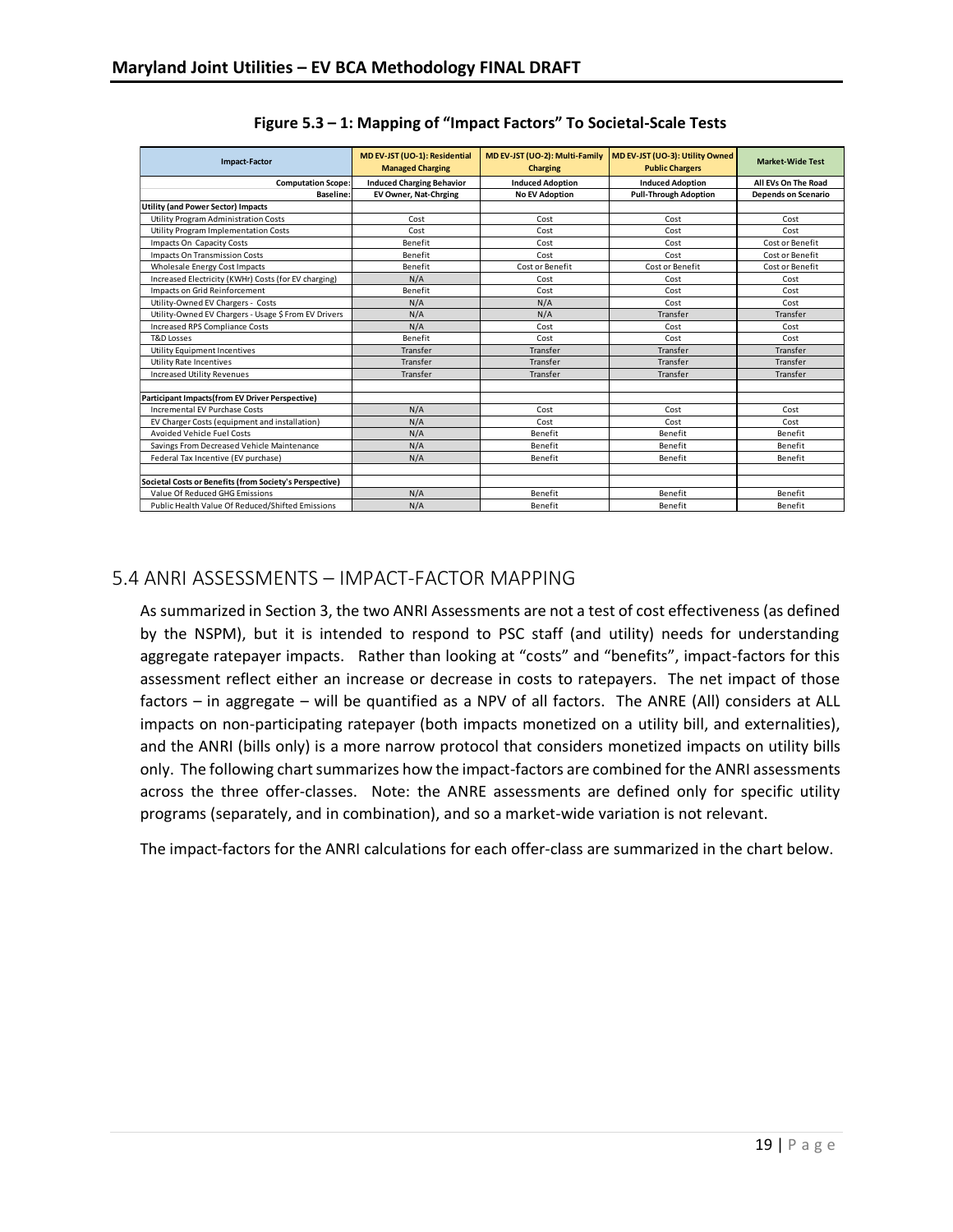**Figure 5.3 – 1: Mapping of "Impact Factors" To Societal-Scale Tests**

| Impact-Factor | MD EV-JST (UO-1): Residential Managed Charging | MD EV-JST (UO-2): Multi-Family Charging | MD EV-JST (UO-3): Utility Owned Public Chargers | Market-Wide Test |
|---|---|---|---|---|
| **Computation Scope:** | **Induced Charging Behavior** | **Induced Adoption** | **Induced Adoption** | **All EVs On The Road** |
| **Baseline:** | **EV Owner, Nat-Chrging** | **No EV Adoption** | **Pull-Through Adoption** | **Depends on Scenario** |
| **Utility (and Power Sector) Impacts** | | | | |
| Utility Program Administration Costs | Cost | Cost | Cost | Cost |
| Utility Program Implementation Costs | Cost | Cost | Cost | Cost |
| Impacts On Capacity Costs | Benefit | Cost | Cost | Cost or Benefit |
| Impacts On Transmission Costs | Benefit | Cost | Cost | Cost or Benefit |
| Wholesale Energy Cost Impacts | Benefit | Cost or Benefit | Cost or Benefit | Cost or Benefit |
| Increased Electricity (KWHr) Costs (for EV charging) | N/A | Cost | Cost | Cost |
| Impacts on Grid Reinforcement | Benefit | Cost | Cost | Cost |
| Utility-Owned EV Chargers - Costs | N/A | N/A | Cost | Cost |
| Utility-Owned EV Chargers - Usage $ From EV Drivers | N/A | N/A | Transfer | Transfer |
| Increased RPS Compliance Costs | N/A | Cost | Cost | Cost |
| T&D Losses | Benefit | Cost | Cost | Cost |
| Utility Equipment Incentives | Transfer | Transfer | Transfer | Transfer |
| Utility Rate Incentives | Transfer | Transfer | Transfer | Transfer |
| Increased Utility Revenues | Transfer | Transfer | Transfer | Transfer |
| | | | | |
| **Participant Impacts(from EV Driver Perspective)** | | | | |
| Incremental EV Purchase Costs | N/A | Cost | Cost | Cost |
| EV Charger Costs (equipment and installation) | N/A | Cost | Cost | Cost |
| Avoided Vehicle Fuel Costs | N/A | Benefit | Benefit | Benefit |
| Savings From Decreased Vehicle Maintenance | N/A | Benefit | Benefit | Benefit |
| Federal Tax Incentive (EV purchase) | N/A | Benefit | Benefit | Benefit |
| | | | | |
| **Societal Costs or Benefits (from Society's Perspective)** | | | | |
| Value Of Reduced GHG Emissions | N/A | Benefit | Benefit | Benefit |
| Public Health Value Of Reduced/Shifted Emissions | N/A | Benefit | Benefit | Benefit |

## 5.4 ANRI ASSESSMENTS – IMPACT-FACTOR MAPPING

As summarized in Section 3, the two ANRI Assessments are not a test of cost effectiveness (as defined by the NSPM), but it is intended to respond to PSC staff (and utility) needs for understanding aggregate ratepayer impacts. Rather than looking at "costs" and "benefits", impact-factors for this assessment reflect either an increase or decrease in costs to ratepayers. The net impact of those factors – in aggregate – will be quantified as a NPV of all factors. The ANRE (All) considers at ALL impacts on non-participating ratepayer (both impacts monetized on a utility bill, and externalities), and the ANRI (bills only) is a more narrow protocol that considers monetized impacts on utility bills only. The following chart summarizes how the impact-factors are combined for the ANRI assessments across the three offer-classes. Note: the ANRE assessments are defined only for specific utility programs (separately, and in combination), and so a market-wide variation is not relevant.

The impact-factors for the ANRI calculations for each offer-class are summarized in the chart below.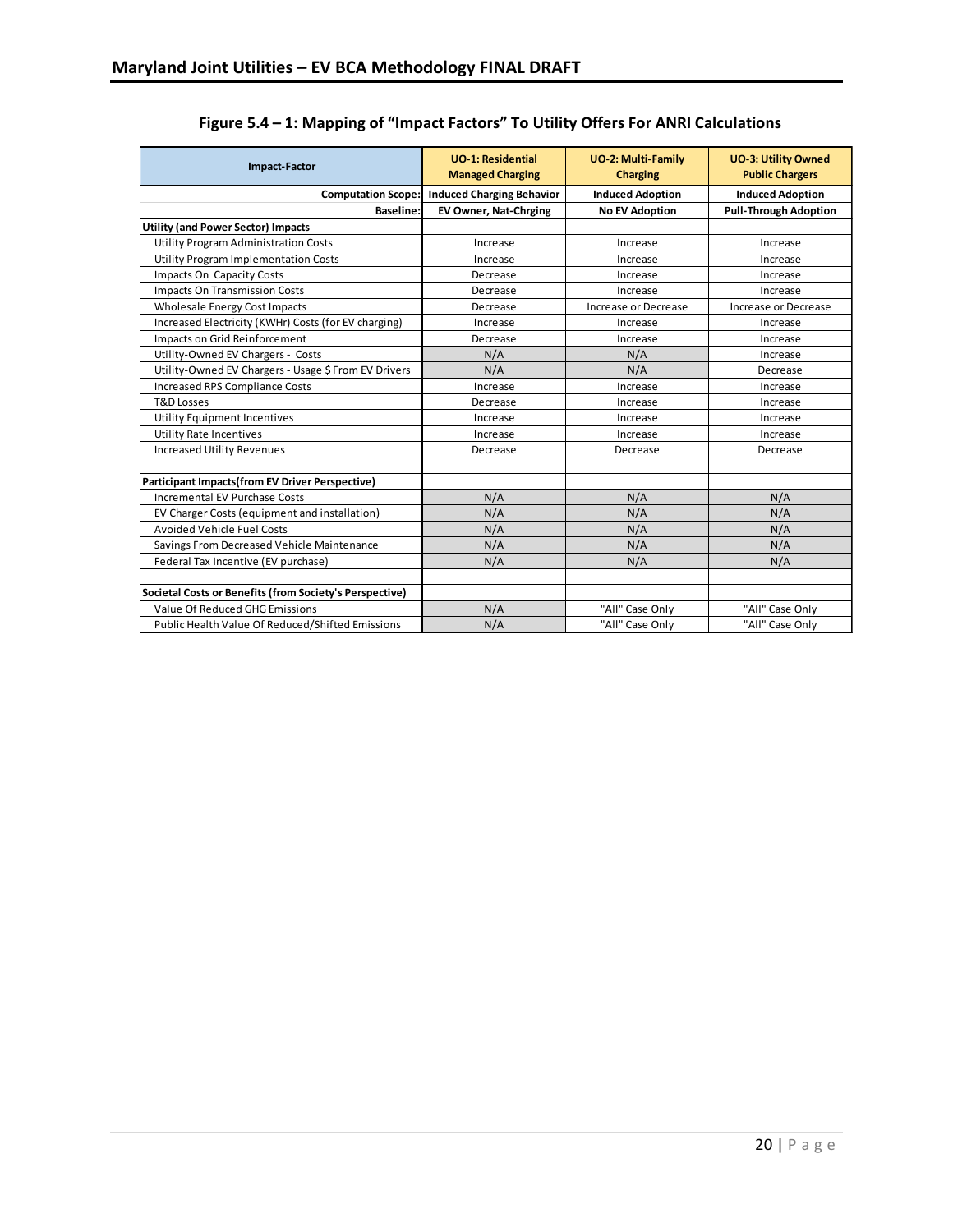**Figure 5.4 – 1: Mapping of "Impact Factors" To Utility Offers For ANRI Calculations**

| Impact-Factor | UO-1: Residential Managed Charging | UO-2: Multi-Family Charging | UO-3: Utility Owned Public Chargers |
|---|---|---|---|
| **Computation Scope:** | **Induced Charging Behavior** | **Induced Adoption** | **Induced Adoption** |
| **Baseline:** | **EV Owner, Nat-Chrging** | **No EV Adoption** | **Pull-Through Adoption** |
| **Utility (and Power Sector) Impacts** | | | |
| Utility Program Administration Costs | Increase | Increase | Increase |
| Utility Program Implementation Costs | Increase | Increase | Increase |
| Impacts On Capacity Costs | Decrease | Increase | Increase |
| Impacts On Transmission Costs | Decrease | Increase | Increase |
| Wholesale Energy Cost Impacts | Decrease | Increase or Decrease | Increase or Decrease |
| Increased Electricity (KWHr) Costs (for EV charging) | Increase | Increase | Increase |
| Impacts on Grid Reinforcement | Decrease | Increase | Increase |
| Utility-Owned EV Chargers - Costs | N/A | N/A | Increase |
| Utility-Owned EV Chargers - Usage $ From EV Drivers | N/A | N/A | Decrease |
| Increased RPS Compliance Costs | Increase | Increase | Increase |
| T&D Losses | Decrease | Increase | Increase |
| Utility Equipment Incentives | Increase | Increase | Increase |
| Utility Rate Incentives | Increase | Increase | Increase |
| Increased Utility Revenues | Decrease | Decrease | Decrease |
| | | | |
| **Participant Impacts(from EV Driver Perspective)** | | | |
| Incremental EV Purchase Costs | N/A | N/A | N/A |
| EV Charger Costs (equipment and installation) | N/A | N/A | N/A |
| Avoided Vehicle Fuel Costs | N/A | N/A | N/A |
| Savings From Decreased Vehicle Maintenance | N/A | N/A | N/A |
| Federal Tax Incentive (EV purchase) | N/A | N/A | N/A |
| | | | |
| **Societal Costs or Benefits (from Society's Perspective)** | | | |
| Value Of Reduced GHG Emissions | N/A | "All" Case Only | "All" Case Only |
| Public Health Value Of Reduced/Shifted Emissions | N/A | "All" Case Only | "All" Case Only |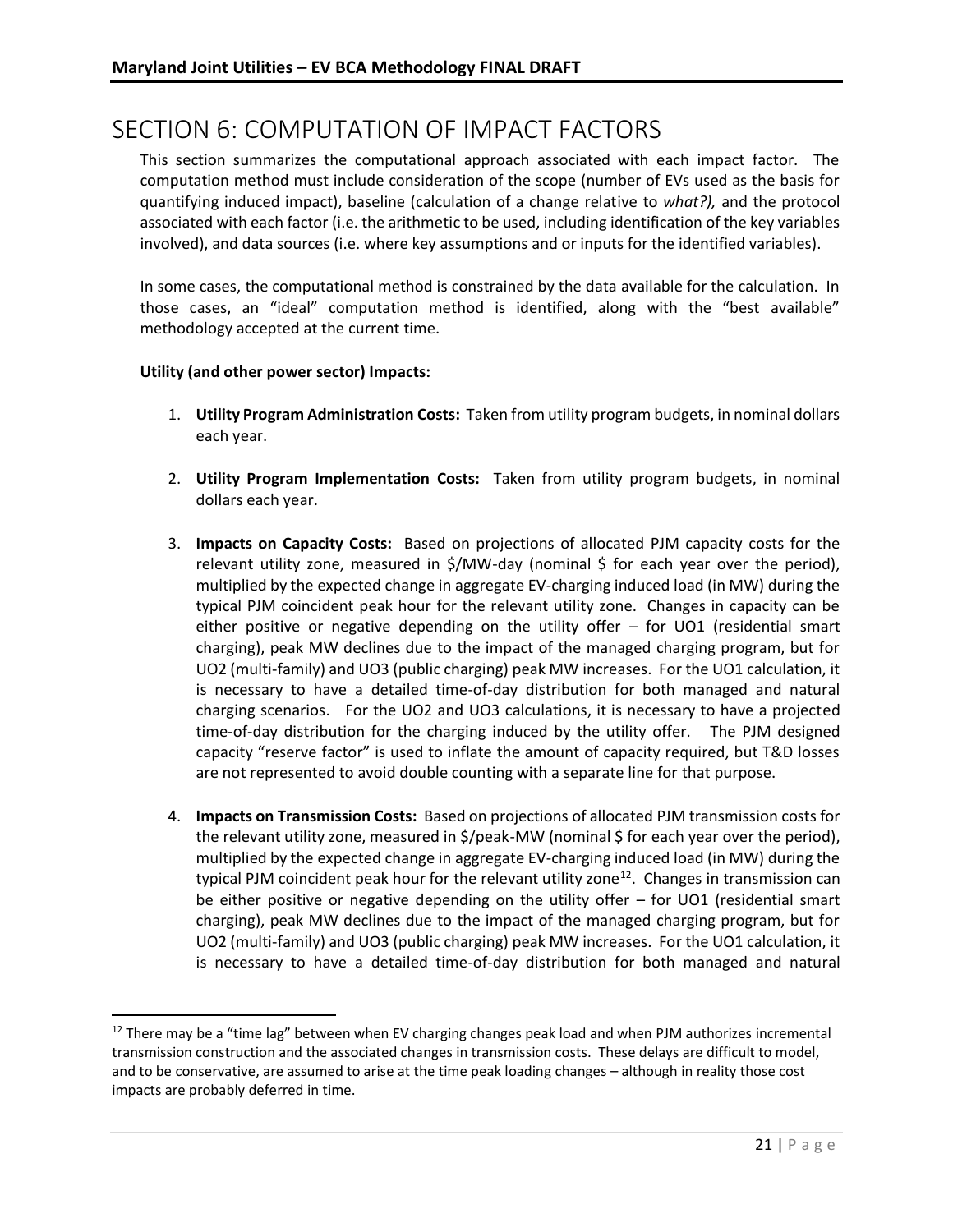# SECTION 6: COMPUTATION OF IMPACT FACTORS

This section summarizes the computational approach associated with each impact factor. The computation method must include consideration of the scope (number of EVs used as the basis for quantifying induced impact), baseline (calculation of a change relative to *what?),* and the protocol associated with each factor (i.e. the arithmetic to be used, including identification of the key variables involved), and data sources (i.e. where key assumptions and or inputs for the identified variables).

In some cases, the computational method is constrained by the data available for the calculation. In those cases, an "ideal" computation method is identified, along with the "best available" methodology accepted at the current time.

**Utility (and other power sector) Impacts:**

1. **Utility Program Administration Costs:** Taken from utility program budgets, in nominal dollars each year.

2. **Utility Program Implementation Costs:** Taken from utility program budgets, in nominal dollars each year.

3. **Impacts on Capacity Costs:** Based on projections of allocated PJM capacity costs for the relevant utility zone, measured in $/MW-day (nominal $ for each year over the period), multiplied by the expected change in aggregate EV-charging induced load (in MW) during the typical PJM coincident peak hour for the relevant utility zone. Changes in capacity can be either positive or negative depending on the utility offer – for UO1 (residential smart charging), peak MW declines due to the impact of the managed charging program, but for UO2 (multi-family) and UO3 (public charging) peak MW increases. For the UO1 calculation, it is necessary to have a detailed time-of-day distribution for both managed and natural charging scenarios. For the UO2 and UO3 calculations, it is necessary to have a projected time-of-day distribution for the charging induced by the utility offer. The PJM designed capacity "reserve factor" is used to inflate the amount of capacity required, but T&D losses are not represented to avoid double counting with a separate line for that purpose.

4. **Impacts on Transmission Costs:** Based on projections of allocated PJM transmission costs for the relevant utility zone, measured in $/peak-MW (nominal $ for each year over the period), multiplied by the expected change in aggregate EV-charging induced load (in MW) during the typical PJM coincident peak hour for the relevant utility zone[12]. Changes in transmission can be either positive or negative depending on the utility offer – for UO1 (residential smart charging), peak MW declines due to the impact of the managed charging program, but for UO2 (multi-family) and UO3 (public charging) peak MW increases. For the UO1 calculation, it is necessary to have a detailed time-of-day distribution for both managed and natural

[12] There may be a "time lag" between when EV charging changes peak load and when PJM authorizes incremental transmission construction and the associated changes in transmission costs. These delays are difficult to model, and to be conservative, are assumed to arise at the time peak loading changes – although in reality those cost impacts are probably deferred in time.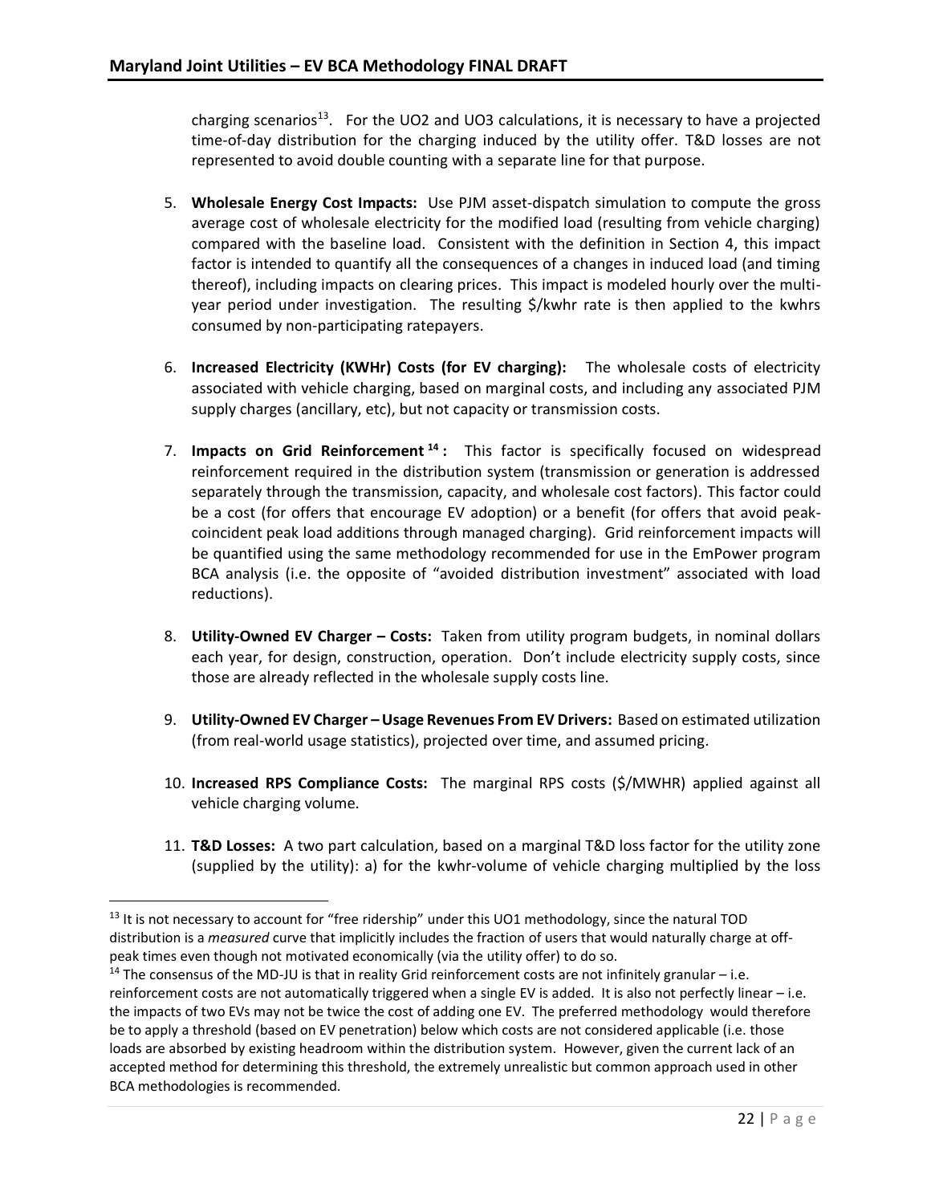charging scenarios[13]. For the UO2 and UO3 calculations, it is necessary to have a projected time-of-day distribution for the charging induced by the utility offer. T&D losses are not represented to avoid double counting with a separate line for that purpose.

5. **Wholesale Energy Cost Impacts:** Use PJM asset-dispatch simulation to compute the gross average cost of wholesale electricity for the modified load (resulting from vehicle charging) compared with the baseline load. Consistent with the definition in Section 4, this impact factor is intended to quantify all the consequences of a changes in induced load (and timing thereof), including impacts on clearing prices. This impact is modeled hourly over the multi-year period under investigation. The resulting $/kwhr rate is then applied to the kwhrs consumed by non-participating ratepayers.

6. **Increased Electricity (KWHr) Costs (for EV charging):** The wholesale costs of electricity associated with vehicle charging, based on marginal costs, and including any associated PJM supply charges (ancillary, etc), but not capacity or transmission costs.

7. **Impacts on Grid Reinforcement[14]:** This factor is specifically focused on widespread reinforcement required in the distribution system (transmission or generation is addressed separately through the transmission, capacity, and wholesale cost factors). This factor could be a cost (for offers that encourage EV adoption) or a benefit (for offers that avoid peak-coincident peak load additions through managed charging). Grid reinforcement impacts will be quantified using the same methodology recommended for use in the EmPower program BCA analysis (i.e. the opposite of "avoided distribution investment" associated with load reductions).

8. **Utility-Owned EV Charger – Costs:** Taken from utility program budgets, in nominal dollars each year, for design, construction, operation. Don't include electricity supply costs, since those are already reflected in the wholesale supply costs line.

9. **Utility-Owned EV Charger – Usage Revenues From EV Drivers:** Based on estimated utilization (from real-world usage statistics), projected over time, and assumed pricing.

10. **Increased RPS Compliance Costs:** The marginal RPS costs ($/MWHR) applied against all vehicle charging volume.

11. **T&D Losses:** A two part calculation, based on a marginal T&D loss factor for the utility zone (supplied by the utility): a) for the kwhr-volume of vehicle charging multiplied by the loss

---

[13] It is not necessary to account for "free ridership" under this UO1 methodology, since the natural TOD distribution is a *measured* curve that implicitly includes the fraction of users that would naturally charge at off-peak times even though not motivated economically (via the utility offer) to do so.

[14] The consensus of the MD-JU is that in reality Grid reinforcement costs are not infinitely granular – i.e. reinforcement costs are not automatically triggered when a single EV is added. It is also not perfectly linear – i.e. the impacts of two EVs may not be twice the cost of adding one EV. The preferred methodology would therefore be to apply a threshold (based on EV penetration) below which costs are not considered applicable (i.e. those loads are absorbed by existing headroom within the distribution system. However, given the current lack of an accepted method for determining this threshold, the extremely unrealistic but common approach used in other BCA methodologies is recommended.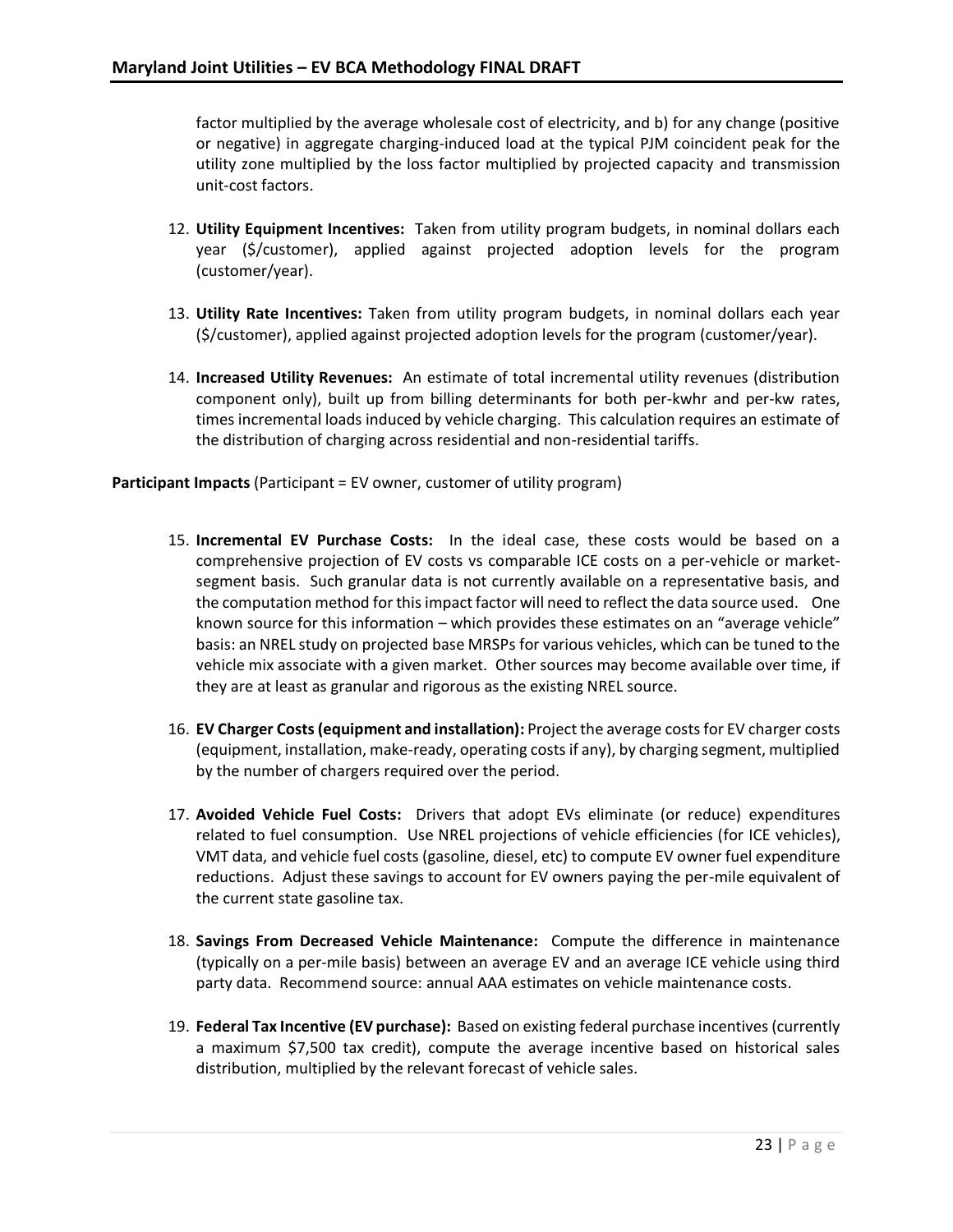factor multiplied by the average wholesale cost of electricity, and b) for any change (positive or negative) in aggregate charging-induced load at the typical PJM coincident peak for the utility zone multiplied by the loss factor multiplied by projected capacity and transmission unit-cost factors.

12. **Utility Equipment Incentives:** Taken from utility program budgets, in nominal dollars each year ($/customer), applied against projected adoption levels for the program (customer/year).

13. **Utility Rate Incentives:** Taken from utility program budgets, in nominal dollars each year ($/customer), applied against projected adoption levels for the program (customer/year).

14. **Increased Utility Revenues:** An estimate of total incremental utility revenues (distribution component only), built up from billing determinants for both per-kwhr and per-kw rates, times incremental loads induced by vehicle charging. This calculation requires an estimate of the distribution of charging across residential and non-residential tariffs.

**Participant Impacts** (Participant = EV owner, customer of utility program)

15. **Incremental EV Purchase Costs:** In the ideal case, these costs would be based on a comprehensive projection of EV costs vs comparable ICE costs on a per-vehicle or market-segment basis. Such granular data is not currently available on a representative basis, and the computation method for this impact factor will need to reflect the data source used. One known source for this information – which provides these estimates on an "average vehicle" basis: an NREL study on projected base MRSPs for various vehicles, which can be tuned to the vehicle mix associate with a given market. Other sources may become available over time, if they are at least as granular and rigorous as the existing NREL source.

16. **EV Charger Costs (equipment and installation):** Project the average costs for EV charger costs (equipment, installation, make-ready, operating costs if any), by charging segment, multiplied by the number of chargers required over the period.

17. **Avoided Vehicle Fuel Costs:** Drivers that adopt EVs eliminate (or reduce) expenditures related to fuel consumption. Use NREL projections of vehicle efficiencies (for ICE vehicles), VMT data, and vehicle fuel costs (gasoline, diesel, etc) to compute EV owner fuel expenditure reductions. Adjust these savings to account for EV owners paying the per-mile equivalent of the current state gasoline tax.

18. **Savings From Decreased Vehicle Maintenance:** Compute the difference in maintenance (typically on a per-mile basis) between an average EV and an average ICE vehicle using third party data. Recommend source: annual AAA estimates on vehicle maintenance costs.

19. **Federal Tax Incentive (EV purchase):** Based on existing federal purchase incentives (currently a maximum $7,500 tax credit), compute the average incentive based on historical sales distribution, multiplied by the relevant forecast of vehicle sales.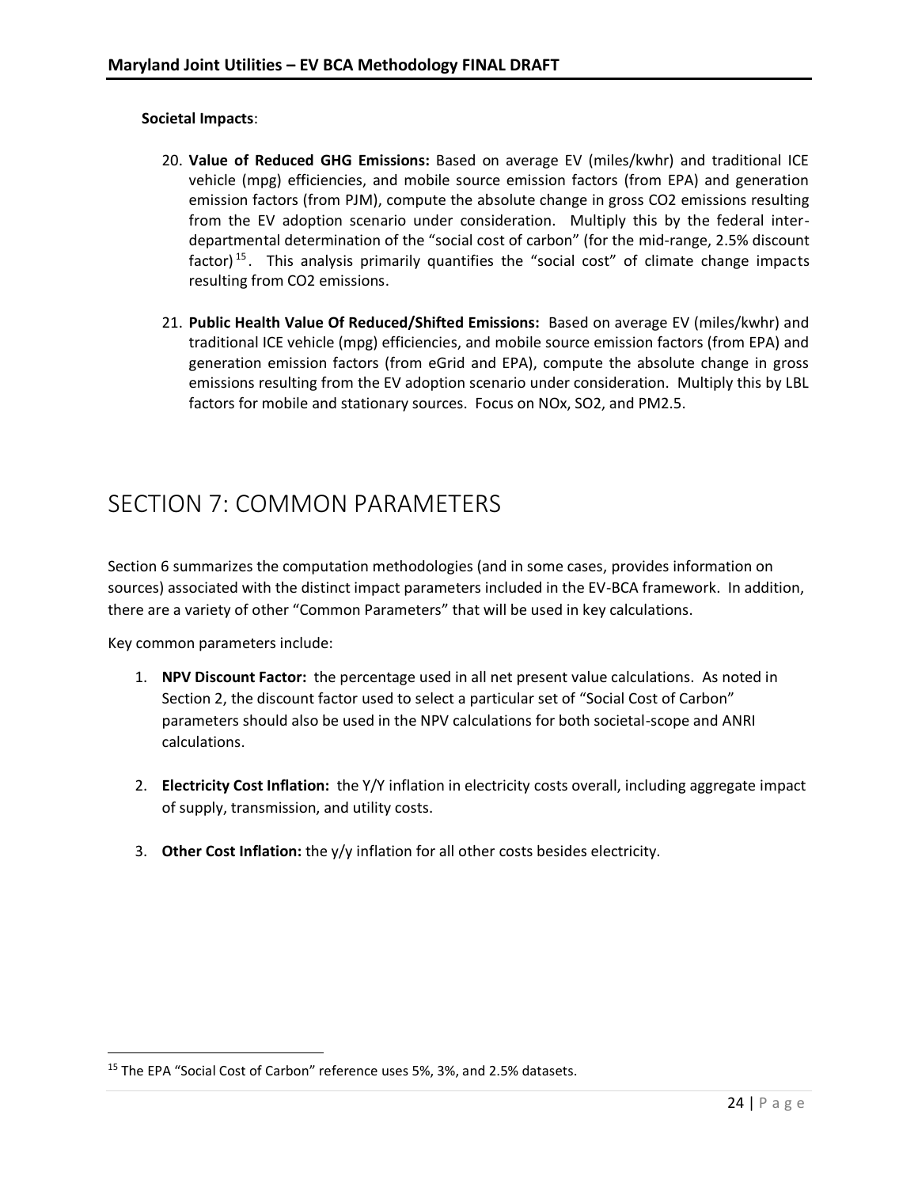**Societal Impacts**:

20. **Value of Reduced GHG Emissions:** Based on average EV (miles/kwhr) and traditional ICE vehicle (mpg) efficiencies, and mobile source emission factors (from EPA) and generation emission factors (from PJM), compute the absolute change in gross CO2 emissions resulting from the EV adoption scenario under consideration. Multiply this by the federal inter-departmental determination of the "social cost of carbon" (for the mid-range, 2.5% discount factor)[15]. This analysis primarily quantifies the "social cost" of climate change impacts resulting from CO2 emissions.

21. **Public Health Value Of Reduced/Shifted Emissions:** Based on average EV (miles/kwhr) and traditional ICE vehicle (mpg) efficiencies, and mobile source emission factors (from EPA) and generation emission factors (from eGrid and EPA), compute the absolute change in gross emissions resulting from the EV adoption scenario under consideration. Multiply this by LBL factors for mobile and stationary sources. Focus on NOx, SO2, and PM2.5.

# SECTION 7: COMMON PARAMETERS

Section 6 summarizes the computation methodologies (and in some cases, provides information on sources) associated with the distinct impact parameters included in the EV-BCA framework. In addition, there are a variety of other "Common Parameters" that will be used in key calculations.

Key common parameters include:

1. **NPV Discount Factor:** the percentage used in all net present value calculations. As noted in Section 2, the discount factor used to select a particular set of "Social Cost of Carbon" parameters should also be used in the NPV calculations for both societal-scope and ANRI calculations.

2. **Electricity Cost Inflation:** the Y/Y inflation in electricity costs overall, including aggregate impact of supply, transmission, and utility costs.

3. **Other Cost Inflation:** the y/y inflation for all other costs besides electricity.

---

[15] The EPA "Social Cost of Carbon" reference uses 5%, 3%, and 2.5% datasets.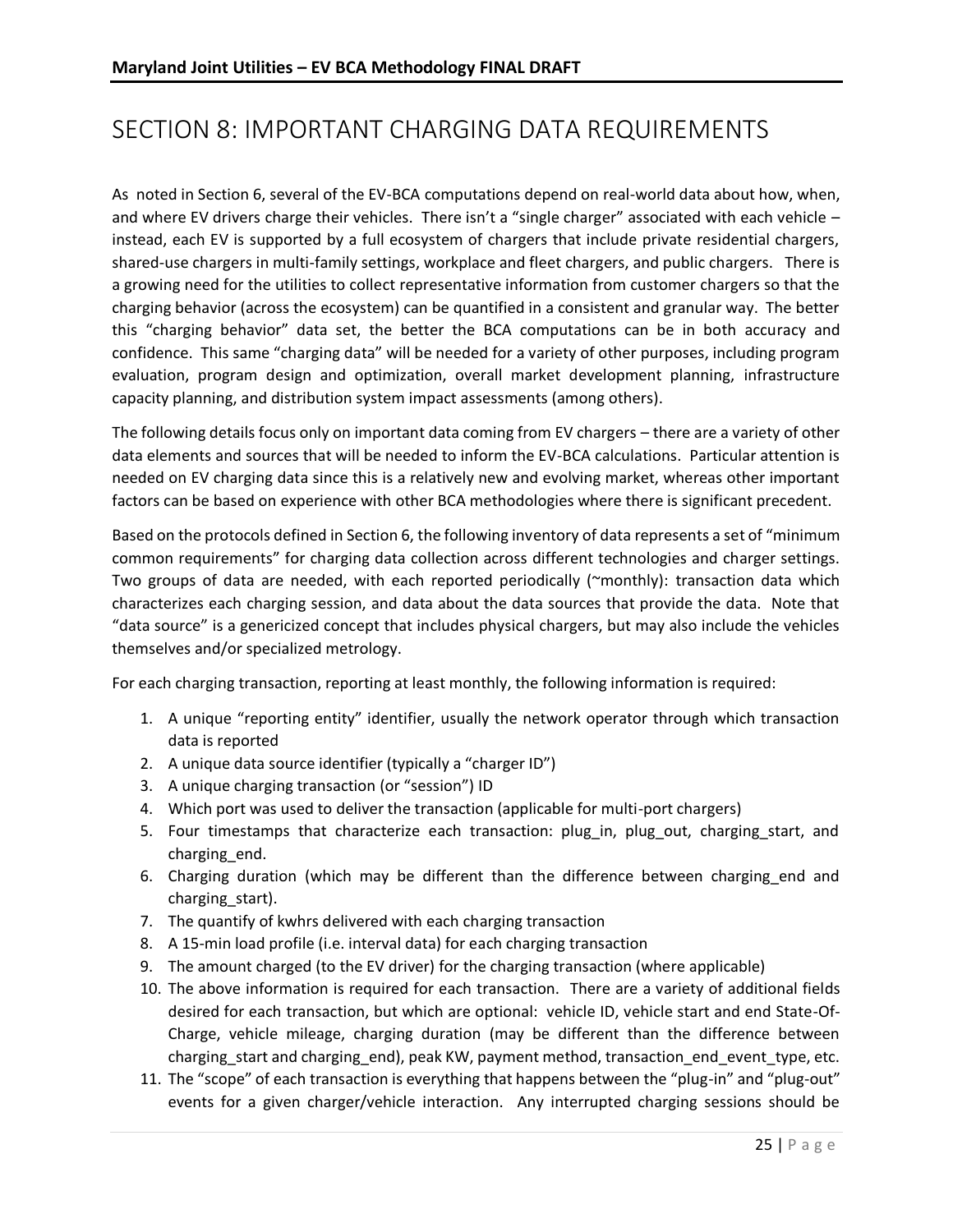# SECTION 8: IMPORTANT CHARGING DATA REQUIREMENTS

As noted in Section 6, several of the EV-BCA computations depend on real-world data about how, when, and where EV drivers charge their vehicles. There isn't a "single charger" associated with each vehicle – instead, each EV is supported by a full ecosystem of chargers that include private residential chargers, shared-use chargers in multi-family settings, workplace and fleet chargers, and public chargers. There is a growing need for the utilities to collect representative information from customer chargers so that the charging behavior (across the ecosystem) can be quantified in a consistent and granular way. The better this "charging behavior" data set, the better the BCA computations can be in both accuracy and confidence. This same "charging data" will be needed for a variety of other purposes, including program evaluation, program design and optimization, overall market development planning, infrastructure capacity planning, and distribution system impact assessments (among others).

The following details focus only on important data coming from EV chargers – there are a variety of other data elements and sources that will be needed to inform the EV-BCA calculations. Particular attention is needed on EV charging data since this is a relatively new and evolving market, whereas other important factors can be based on experience with other BCA methodologies where there is significant precedent.

Based on the protocols defined in Section 6, the following inventory of data represents a set of "minimum common requirements" for charging data collection across different technologies and charger settings. Two groups of data are needed, with each reported periodically (~monthly): transaction data which characterizes each charging session, and data about the data sources that provide the data. Note that "data source" is a genericized concept that includes physical chargers, but may also include the vehicles themselves and/or specialized metrology.

For each charging transaction, reporting at least monthly, the following information is required:

1. A unique "reporting entity" identifier, usually the network operator through which transaction data is reported
2. A unique data source identifier (typically a "charger ID")
3. A unique charging transaction (or "session") ID
4. Which port was used to deliver the transaction (applicable for multi-port chargers)
5. Four timestamps that characterize each transaction: plug_in, plug_out, charging_start, and charging_end.
6. Charging duration (which may be different than the difference between charging_end and charging_start).
7. The quantify of kwhrs delivered with each charging transaction
8. A 15-min load profile (i.e. interval data) for each charging transaction
9. The amount charged (to the EV driver) for the charging transaction (where applicable)
10. The above information is required for each transaction. There are a variety of additional fields desired for each transaction, but which are optional: vehicle ID, vehicle start and end State-Of-Charge, vehicle mileage, charging duration (may be different than the difference between charging_start and charging_end), peak KW, payment method, transaction_end_event_type, etc.
11. The "scope" of each transaction is everything that happens between the "plug-in" and "plug-out" events for a given charger/vehicle interaction. Any interrupted charging sessions should be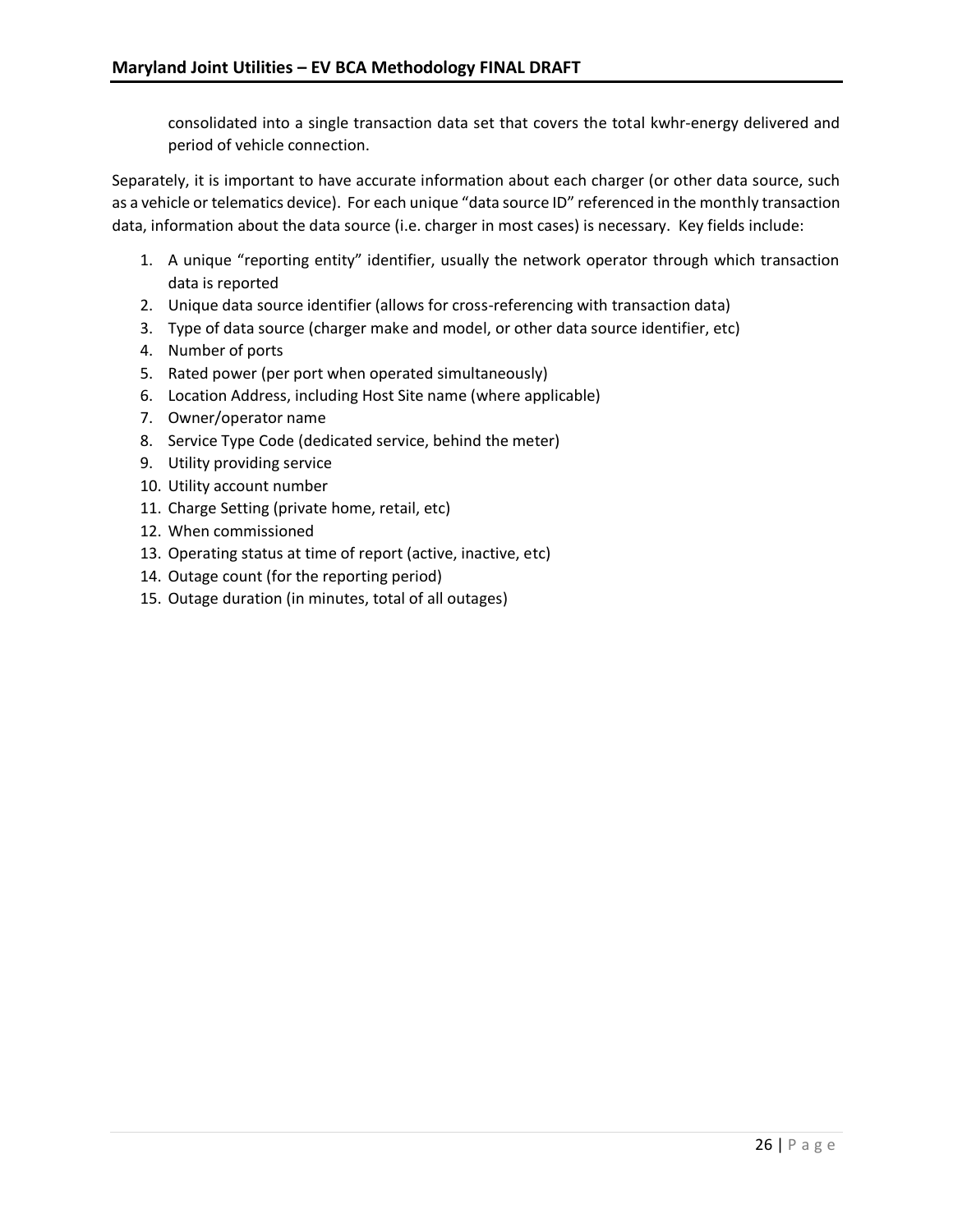consolidated into a single transaction data set that covers the total kwhr-energy delivered and period of vehicle connection.

Separately, it is important to have accurate information about each charger (or other data source, such as a vehicle or telematics device). For each unique "data source ID" referenced in the monthly transaction data, information about the data source (i.e. charger in most cases) is necessary. Key fields include:

1. A unique "reporting entity" identifier, usually the network operator through which transaction data is reported
2. Unique data source identifier (allows for cross-referencing with transaction data)
3. Type of data source (charger make and model, or other data source identifier, etc)
4. Number of ports
5. Rated power (per port when operated simultaneously)
6. Location Address, including Host Site name (where applicable)
7. Owner/operator name
8. Service Type Code (dedicated service, behind the meter)
9. Utility providing service
10. Utility account number
11. Charge Setting (private home, retail, etc)
12. When commissioned
13. Operating status at time of report (active, inactive, etc)
14. Outage count (for the reporting period)
15. Outage duration (in minutes, total of all outages)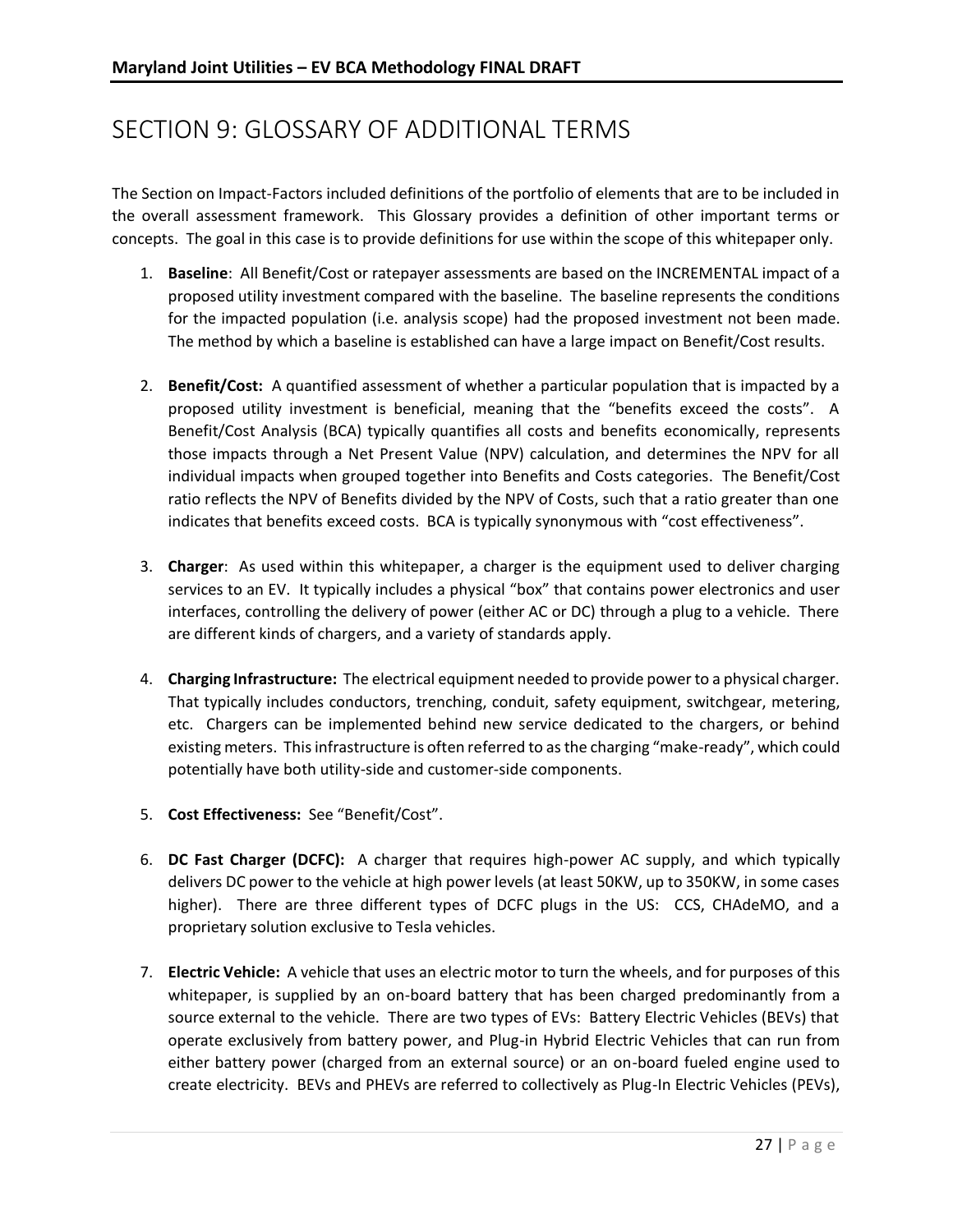# SECTION 9: GLOSSARY OF ADDITIONAL TERMS

The Section on Impact-Factors included definitions of the portfolio of elements that are to be included in the overall assessment framework. This Glossary provides a definition of other important terms or concepts. The goal in this case is to provide definitions for use within the scope of this whitepaper only.

1. **Baseline**: All Benefit/Cost or ratepayer assessments are based on the INCREMENTAL impact of a proposed utility investment compared with the baseline. The baseline represents the conditions for the impacted population (i.e. analysis scope) had the proposed investment not been made. The method by which a baseline is established can have a large impact on Benefit/Cost results.

2. **Benefit/Cost:** A quantified assessment of whether a particular population that is impacted by a proposed utility investment is beneficial, meaning that the "benefits exceed the costs". A Benefit/Cost Analysis (BCA) typically quantifies all costs and benefits economically, represents those impacts through a Net Present Value (NPV) calculation, and determines the NPV for all individual impacts when grouped together into Benefits and Costs categories. The Benefit/Cost ratio reflects the NPV of Benefits divided by the NPV of Costs, such that a ratio greater than one indicates that benefits exceed costs. BCA is typically synonymous with "cost effectiveness".

3. **Charger**: As used within this whitepaper, a charger is the equipment used to deliver charging services to an EV. It typically includes a physical "box" that contains power electronics and user interfaces, controlling the delivery of power (either AC or DC) through a plug to a vehicle. There are different kinds of chargers, and a variety of standards apply.

4. **Charging Infrastructure:** The electrical equipment needed to provide power to a physical charger. That typically includes conductors, trenching, conduit, safety equipment, switchgear, metering, etc. Chargers can be implemented behind new service dedicated to the chargers, or behind existing meters. This infrastructure is often referred to as the charging "make-ready", which could potentially have both utility-side and customer-side components.

5. **Cost Effectiveness:** See "Benefit/Cost".

6. **DC Fast Charger (DCFC):** A charger that requires high-power AC supply, and which typically delivers DC power to the vehicle at high power levels (at least 50KW, up to 350KW, in some cases higher). There are three different types of DCFC plugs in the US: CCS, CHAdeMO, and a proprietary solution exclusive to Tesla vehicles.

7. **Electric Vehicle:** A vehicle that uses an electric motor to turn the wheels, and for purposes of this whitepaper, is supplied by an on-board battery that has been charged predominantly from a source external to the vehicle. There are two types of EVs: Battery Electric Vehicles (BEVs) that operate exclusively from battery power, and Plug-in Hybrid Electric Vehicles that can run from either battery power (charged from an external source) or an on-board fueled engine used to create electricity. BEVs and PHEVs are referred to collectively as Plug-In Electric Vehicles (PEVs),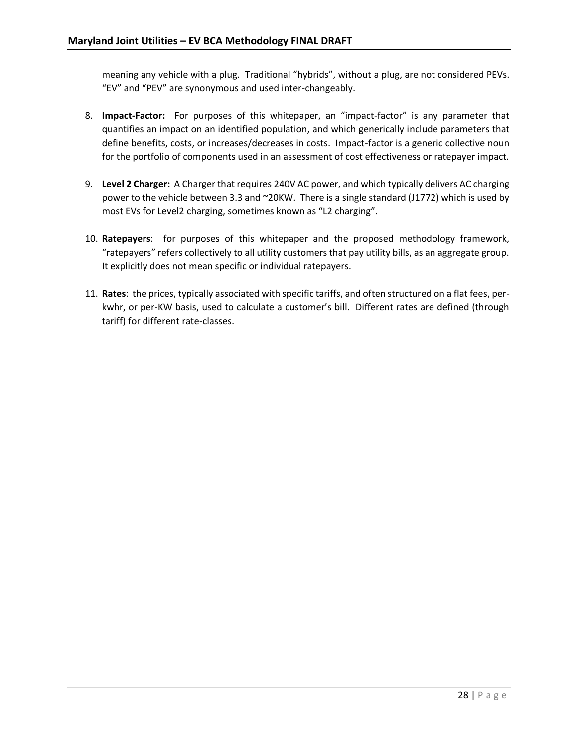meaning any vehicle with a plug. Traditional "hybrids", without a plug, are not considered PEVs. "EV" and "PEV" are synonymous and used inter-changeably.

8. **Impact-Factor:** For purposes of this whitepaper, an "impact-factor" is any parameter that quantifies an impact on an identified population, and which generically include parameters that define benefits, costs, or increases/decreases in costs. Impact-factor is a generic collective noun for the portfolio of components used in an assessment of cost effectiveness or ratepayer impact.

9. **Level 2 Charger:** A Charger that requires 240V AC power, and which typically delivers AC charging power to the vehicle between 3.3 and ~20KW. There is a single standard (J1772) which is used by most EVs for Level2 charging, sometimes known as "L2 charging".

10. **Ratepayers**: for purposes of this whitepaper and the proposed methodology framework, "ratepayers" refers collectively to all utility customers that pay utility bills, as an aggregate group. It explicitly does not mean specific or individual ratepayers.

11. **Rates**: the prices, typically associated with specific tariffs, and often structured on a flat fees, per-kwhr, or per-KW basis, used to calculate a customer's bill. Different rates are defined (through tariff) for different rate-classes.